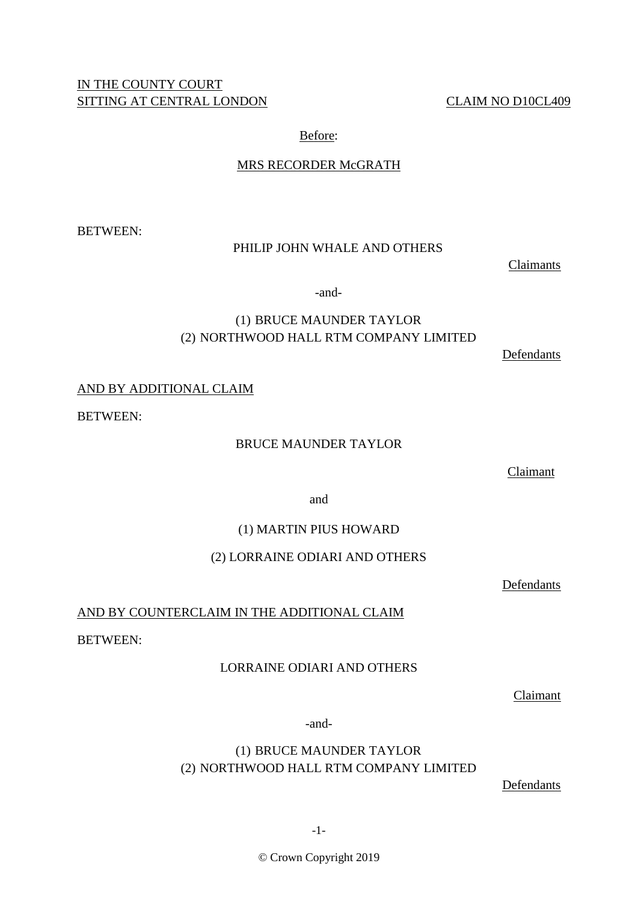IN THE COUNTY COURT
SITTING AT CENTRAL LONDON

CLAIM NO D10CL409

Before:

MRS RECORDER McGRATH

BETWEEN:

PHILIP JOHN WHALE AND OTHERS

Claimants

-and-

(1) BRUCE MAUNDER TAYLOR
(2) NORTHWOOD HALL RTM COMPANY LIMITED

Defendants

AND BY ADDITIONAL CLAIM

BETWEEN:

BRUCE MAUNDER TAYLOR

Claimant

and

(1) MARTIN PIUS HOWARD

(2) LORRAINE ODIARI AND OTHERS

Defendants

AND BY COUNTERCLAIM IN THE ADDITIONAL CLAIM

BETWEEN:

LORRAINE ODIARI AND OTHERS

Claimant

-and-

(1) BRUCE MAUNDER TAYLOR
(2) NORTHWOOD HALL RTM COMPANY LIMITED

Defendants

© Crown Copyright 2019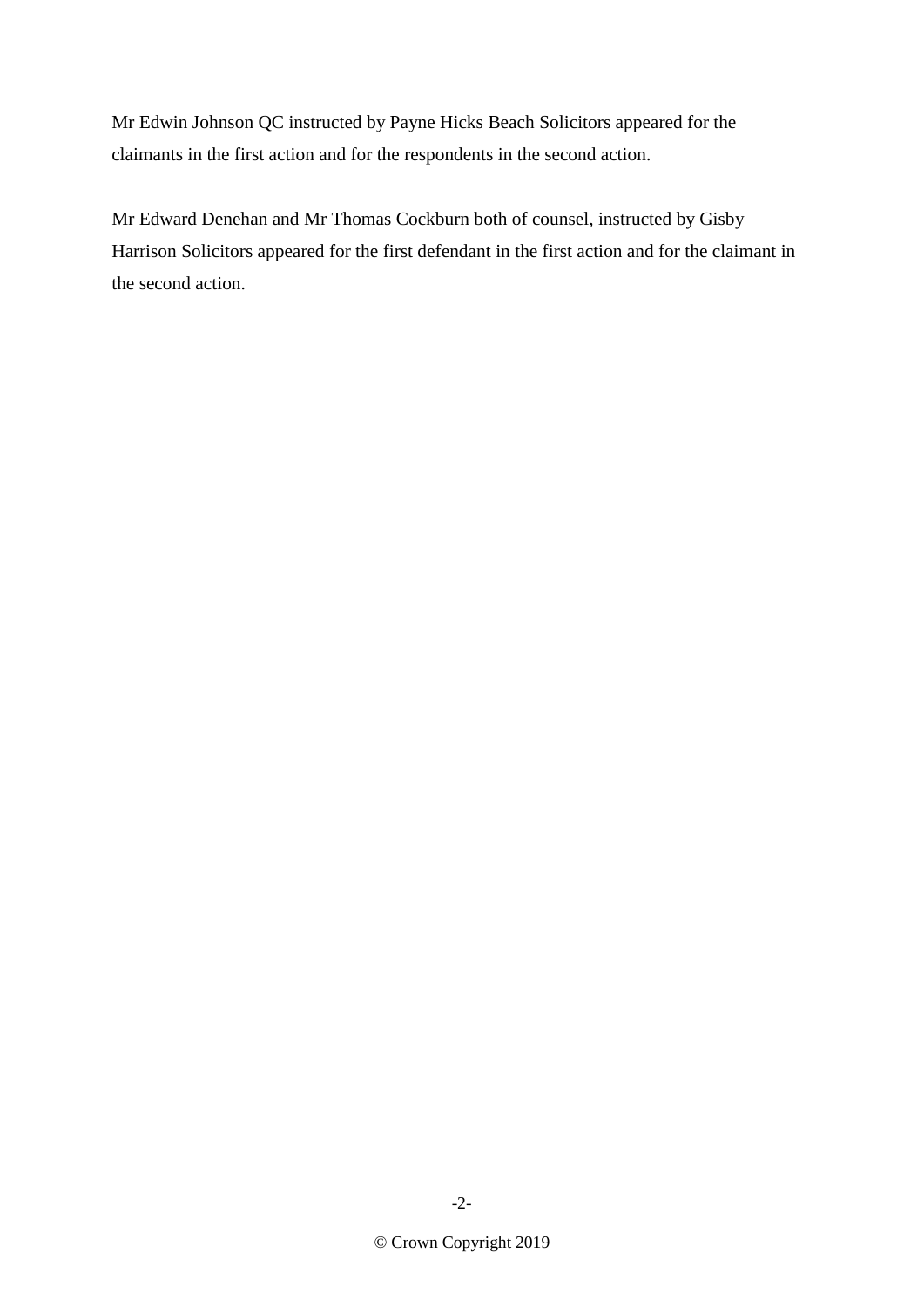Mr Edwin Johnson QC instructed by Payne Hicks Beach Solicitors appeared for the claimants in the first action and for the respondents in the second action.

Mr Edward Denehan and Mr Thomas Cockburn both of counsel, instructed by Gisby Harrison Solicitors appeared for the first defendant in the first action and for the claimant in the second action.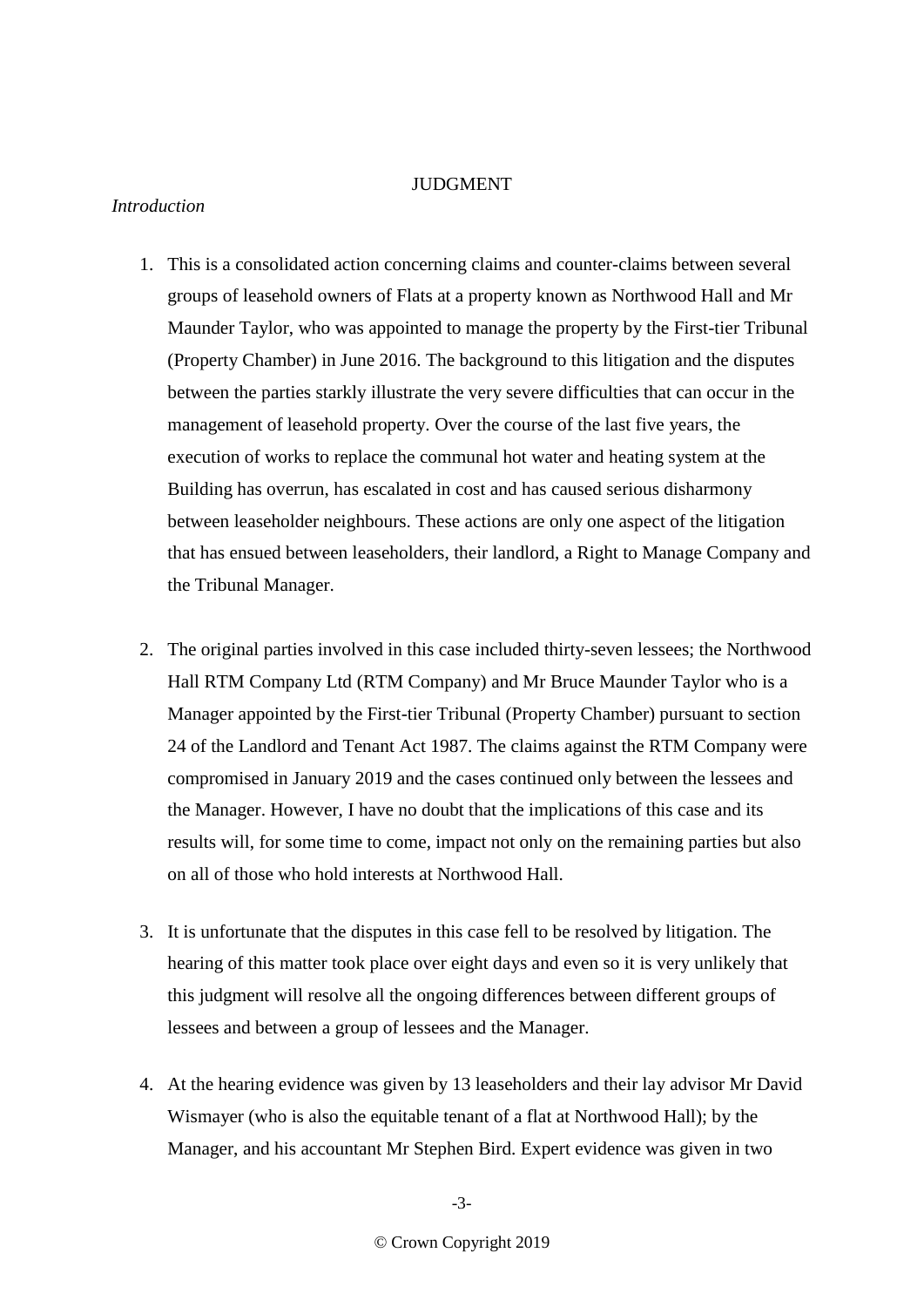JUDGMENT

*Introduction*

1. This is a consolidated action concerning claims and counter-claims between several groups of leasehold owners of Flats at a property known as Northwood Hall and Mr Maunder Taylor, who was appointed to manage the property by the First-tier Tribunal (Property Chamber) in June 2016. The background to this litigation and the disputes between the parties starkly illustrate the very severe difficulties that can occur in the management of leasehold property. Over the course of the last five years, the execution of works to replace the communal hot water and heating system at the Building has overrun, has escalated in cost and has caused serious disharmony between leaseholder neighbours. These actions are only one aspect of the litigation that has ensued between leaseholders, their landlord, a Right to Manage Company and the Tribunal Manager.

2. The original parties involved in this case included thirty-seven lessees; the Northwood Hall RTM Company Ltd (RTM Company) and Mr Bruce Maunder Taylor who is a Manager appointed by the First-tier Tribunal (Property Chamber) pursuant to section 24 of the Landlord and Tenant Act 1987. The claims against the RTM Company were compromised in January 2019 and the cases continued only between the lessees and the Manager. However, I have no doubt that the implications of this case and its results will, for some time to come, impact not only on the remaining parties but also on all of those who hold interests at Northwood Hall.

3. It is unfortunate that the disputes in this case fell to be resolved by litigation. The hearing of this matter took place over eight days and even so it is very unlikely that this judgment will resolve all the ongoing differences between different groups of lessees and between a group of lessees and the Manager.

4. At the hearing evidence was given by 13 leaseholders and their lay advisor Mr David Wismayer (who is also the equitable tenant of a flat at Northwood Hall); by the Manager, and his accountant Mr Stephen Bird. Expert evidence was given in two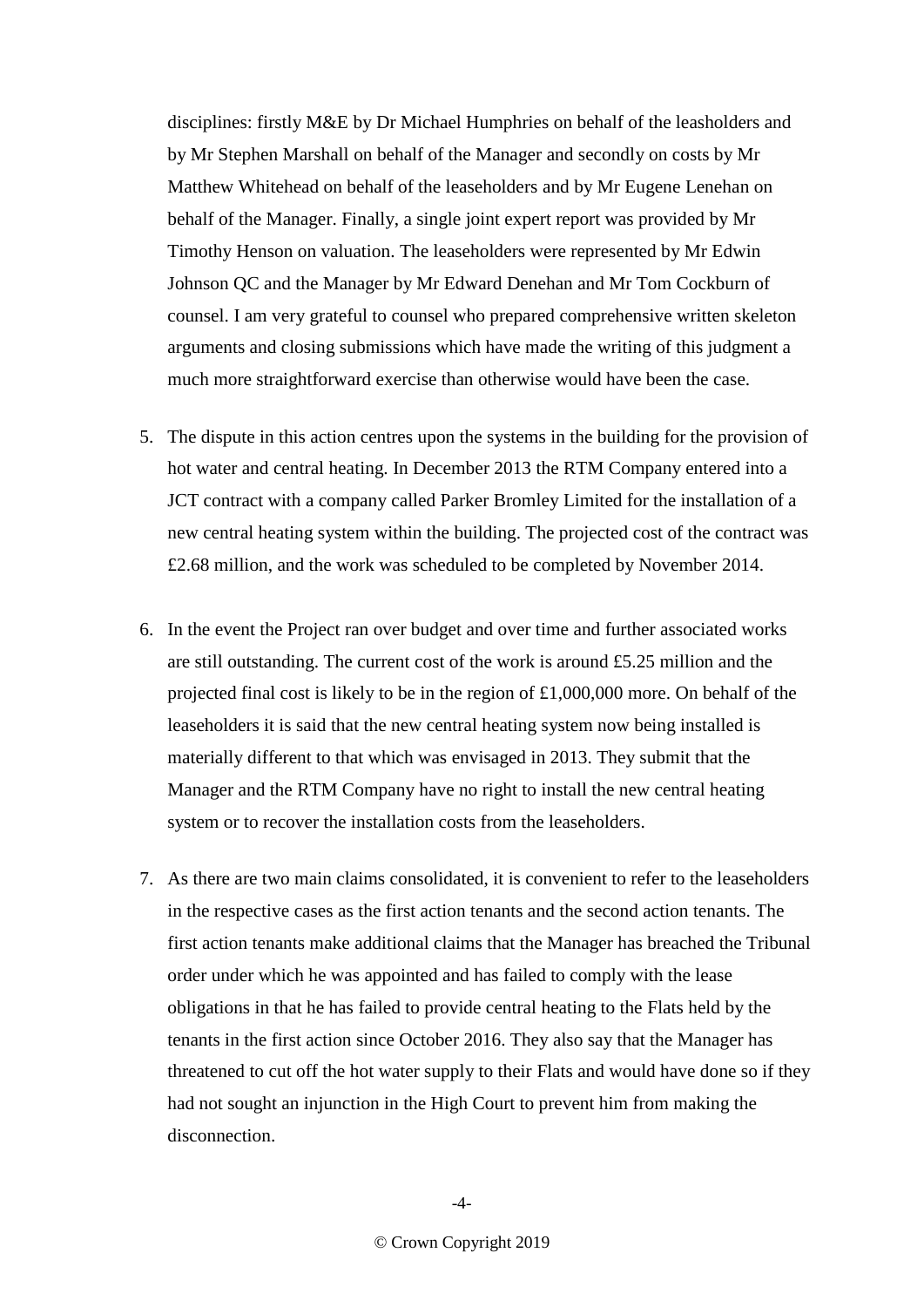disciplines: firstly M&E by Dr Michael Humphries on behalf of the leasholders and by Mr Stephen Marshall on behalf of the Manager and secondly on costs by Mr Matthew Whitehead on behalf of the leaseholders and by Mr Eugene Lenehan on behalf of the Manager. Finally, a single joint expert report was provided by Mr Timothy Henson on valuation. The leaseholders were represented by Mr Edwin Johnson QC and the Manager by Mr Edward Denehan and Mr Tom Cockburn of counsel. I am very grateful to counsel who prepared comprehensive written skeleton arguments and closing submissions which have made the writing of this judgment a much more straightforward exercise than otherwise would have been the case.

5. The dispute in this action centres upon the systems in the building for the provision of hot water and central heating. In December 2013 the RTM Company entered into a JCT contract with a company called Parker Bromley Limited for the installation of a new central heating system within the building. The projected cost of the contract was £2.68 million, and the work was scheduled to be completed by November 2014.

6. In the event the Project ran over budget and over time and further associated works are still outstanding. The current cost of the work is around £5.25 million and the projected final cost is likely to be in the region of £1,000,000 more. On behalf of the leaseholders it is said that the new central heating system now being installed is materially different to that which was envisaged in 2013. They submit that the Manager and the RTM Company have no right to install the new central heating system or to recover the installation costs from the leaseholders.

7. As there are two main claims consolidated, it is convenient to refer to the leaseholders in the respective cases as the first action tenants and the second action tenants. The first action tenants make additional claims that the Manager has breached the Tribunal order under which he was appointed and has failed to comply with the lease obligations in that he has failed to provide central heating to the Flats held by the tenants in the first action since October 2016. They also say that the Manager has threatened to cut off the hot water supply to their Flats and would have done so if they had not sought an injunction in the High Court to prevent him from making the disconnection.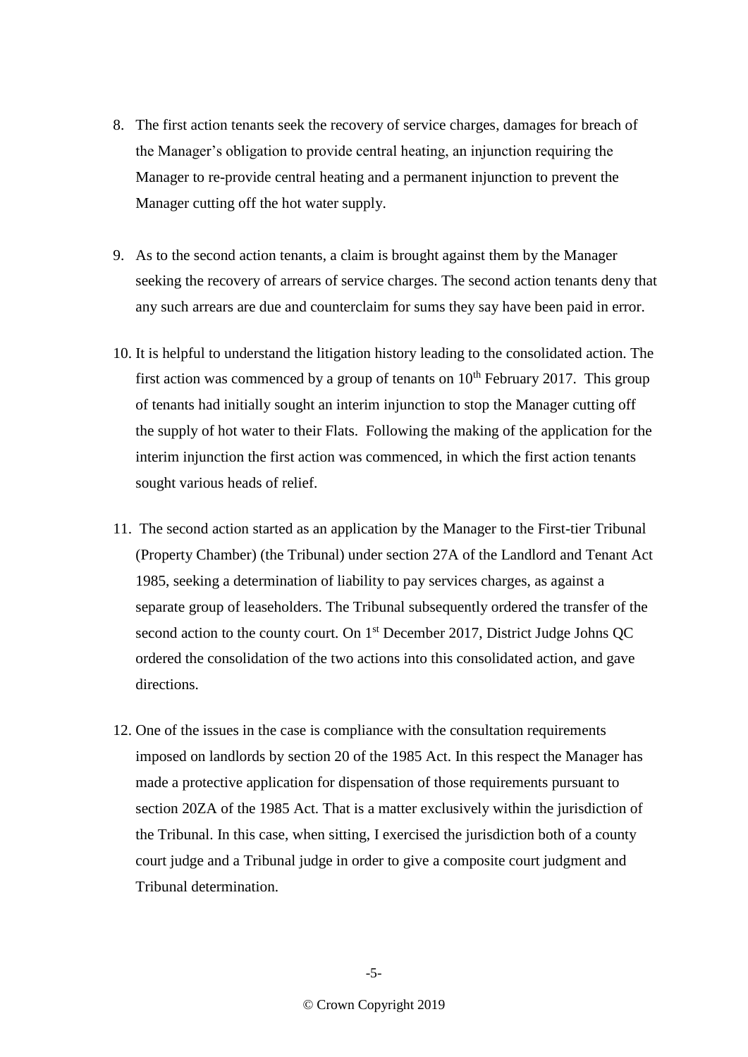8. The first action tenants seek the recovery of service charges, damages for breach of the Manager's obligation to provide central heating, an injunction requiring the Manager to re-provide central heating and a permanent injunction to prevent the Manager cutting off the hot water supply.

9. As to the second action tenants, a claim is brought against them by the Manager seeking the recovery of arrears of service charges. The second action tenants deny that any such arrears are due and counterclaim for sums they say have been paid in error.

10. It is helpful to understand the litigation history leading to the consolidated action. The first action was commenced by a group of tenants on 10th February 2017. This group of tenants had initially sought an interim injunction to stop the Manager cutting off the supply of hot water to their Flats. Following the making of the application for the interim injunction the first action was commenced, in which the first action tenants sought various heads of relief.

11. The second action started as an application by the Manager to the First-tier Tribunal (Property Chamber) (the Tribunal) under section 27A of the Landlord and Tenant Act 1985, seeking a determination of liability to pay services charges, as against a separate group of leaseholders. The Tribunal subsequently ordered the transfer of the second action to the county court. On 1st December 2017, District Judge Johns QC ordered the consolidation of the two actions into this consolidated action, and gave directions.

12. One of the issues in the case is compliance with the consultation requirements imposed on landlords by section 20 of the 1985 Act. In this respect the Manager has made a protective application for dispensation of those requirements pursuant to section 20ZA of the 1985 Act. That is a matter exclusively within the jurisdiction of the Tribunal. In this case, when sitting, I exercised the jurisdiction both of a county court judge and a Tribunal judge in order to give a composite court judgment and Tribunal determination.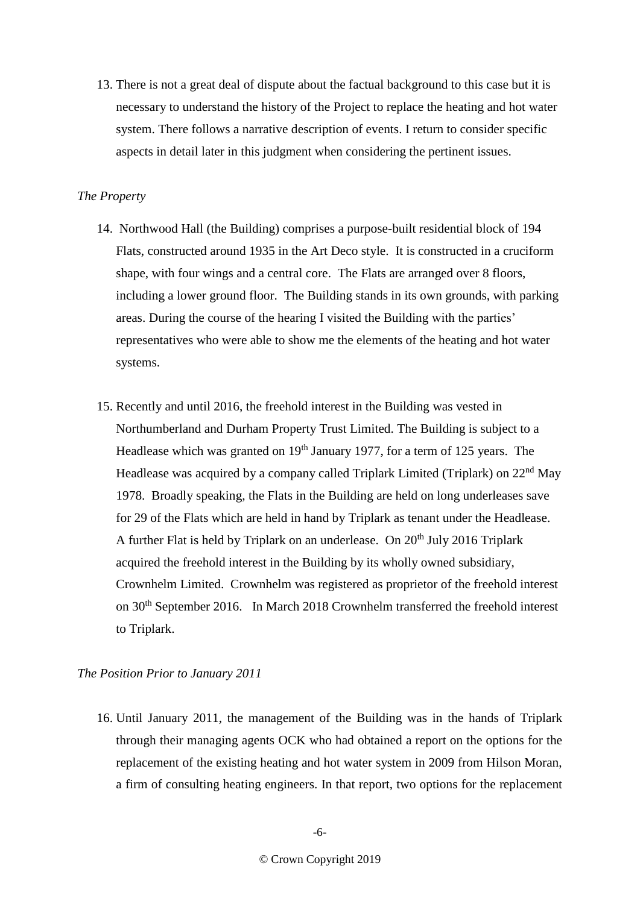13. There is not a great deal of dispute about the factual background to this case but it is necessary to understand the history of the Project to replace the heating and hot water system. There follows a narrative description of events. I return to consider specific aspects in detail later in this judgment when considering the pertinent issues.

*The Property*

14. Northwood Hall (the Building) comprises a purpose-built residential block of 194 Flats, constructed around 1935 in the Art Deco style. It is constructed in a cruciform shape, with four wings and a central core. The Flats are arranged over 8 floors, including a lower ground floor. The Building stands in its own grounds, with parking areas. During the course of the hearing I visited the Building with the parties' representatives who were able to show me the elements of the heating and hot water systems.

15. Recently and until 2016, the freehold interest in the Building was vested in Northumberland and Durham Property Trust Limited. The Building is subject to a Headlease which was granted on 19th January 1977, for a term of 125 years. The Headlease was acquired by a company called Triplark Limited (Triplark) on 22nd May 1978. Broadly speaking, the Flats in the Building are held on long underleases save for 29 of the Flats which are held in hand by Triplark as tenant under the Headlease. A further Flat is held by Triplark on an underlease. On 20th July 2016 Triplark acquired the freehold interest in the Building by its wholly owned subsidiary, Crownhelm Limited. Crownhelm was registered as proprietor of the freehold interest on 30th September 2016. In March 2018 Crownhelm transferred the freehold interest to Triplark.

*The Position Prior to January 2011*

16. Until January 2011, the management of the Building was in the hands of Triplark through their managing agents OCK who had obtained a report on the options for the replacement of the existing heating and hot water system in 2009 from Hilson Moran, a firm of consulting heating engineers. In that report, two options for the replacement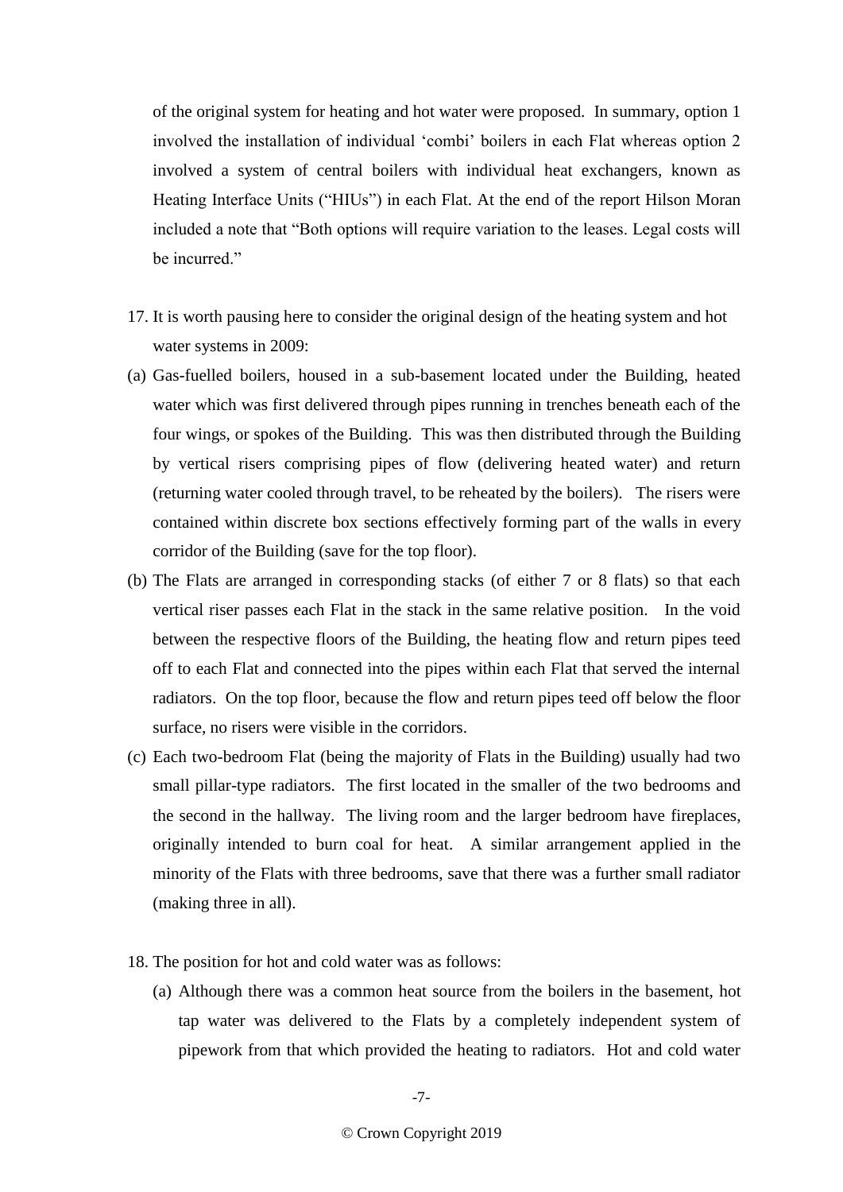of the original system for heating and hot water were proposed. In summary, option 1 involved the installation of individual 'combi' boilers in each Flat whereas option 2 involved a system of central boilers with individual heat exchangers, known as Heating Interface Units ("HIUs") in each Flat. At the end of the report Hilson Moran included a note that "Both options will require variation to the leases. Legal costs will be incurred."

17. It is worth pausing here to consider the original design of the heating system and hot water systems in 2009:

(a) Gas-fuelled boilers, housed in a sub-basement located under the Building, heated water which was first delivered through pipes running in trenches beneath each of the four wings, or spokes of the Building. This was then distributed through the Building by vertical risers comprising pipes of flow (delivering heated water) and return (returning water cooled through travel, to be reheated by the boilers). The risers were contained within discrete box sections effectively forming part of the walls in every corridor of the Building (save for the top floor).

(b) The Flats are arranged in corresponding stacks (of either 7 or 8 flats) so that each vertical riser passes each Flat in the stack in the same relative position. In the void between the respective floors of the Building, the heating flow and return pipes teed off to each Flat and connected into the pipes within each Flat that served the internal radiators. On the top floor, because the flow and return pipes teed off below the floor surface, no risers were visible in the corridors.

(c) Each two-bedroom Flat (being the majority of Flats in the Building) usually had two small pillar-type radiators. The first located in the smaller of the two bedrooms and the second in the hallway. The living room and the larger bedroom have fireplaces, originally intended to burn coal for heat. A similar arrangement applied in the minority of the Flats with three bedrooms, save that there was a further small radiator (making three in all).

18. The position for hot and cold water was as follows:

    (a) Although there was a common heat source from the boilers in the basement, hot tap water was delivered to the Flats by a completely independent system of pipework from that which provided the heating to radiators. Hot and cold water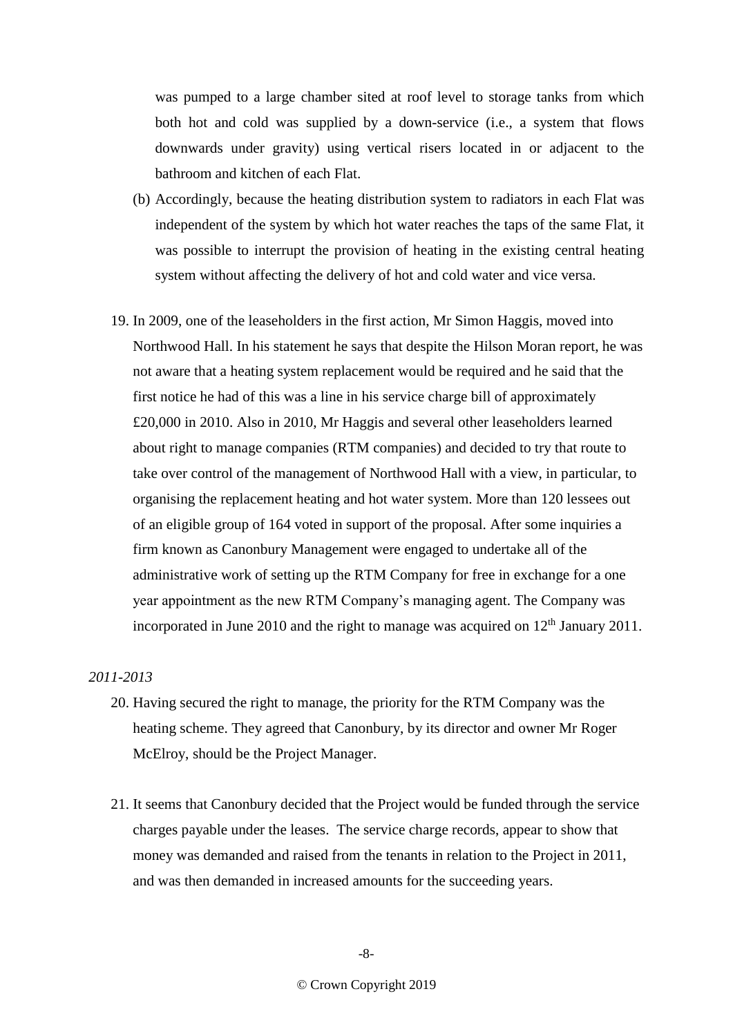was pumped to a large chamber sited at roof level to storage tanks from which both hot and cold was supplied by a down-service (i.e., a system that flows downwards under gravity) using vertical risers located in or adjacent to the bathroom and kitchen of each Flat.

(b) Accordingly, because the heating distribution system to radiators in each Flat was independent of the system by which hot water reaches the taps of the same Flat, it was possible to interrupt the provision of heating in the existing central heating system without affecting the delivery of hot and cold water and vice versa.

19. In 2009, one of the leaseholders in the first action, Mr Simon Haggis, moved into Northwood Hall. In his statement he says that despite the Hilson Moran report, he was not aware that a heating system replacement would be required and he said that the first notice he had of this was a line in his service charge bill of approximately £20,000 in 2010. Also in 2010, Mr Haggis and several other leaseholders learned about right to manage companies (RTM companies) and decided to try that route to take over control of the management of Northwood Hall with a view, in particular, to organising the replacement heating and hot water system. More than 120 lessees out of an eligible group of 164 voted in support of the proposal. After some inquiries a firm known as Canonbury Management were engaged to undertake all of the administrative work of setting up the RTM Company for free in exchange for a one year appointment as the new RTM Company's managing agent. The Company was incorporated in June 2010 and the right to manage was acquired on 12th January 2011.

*2011-2013*

20. Having secured the right to manage, the priority for the RTM Company was the heating scheme. They agreed that Canonbury, by its director and owner Mr Roger McElroy, should be the Project Manager.

21. It seems that Canonbury decided that the Project would be funded through the service charges payable under the leases. The service charge records, appear to show that money was demanded and raised from the tenants in relation to the Project in 2011, and was then demanded in increased amounts for the succeeding years.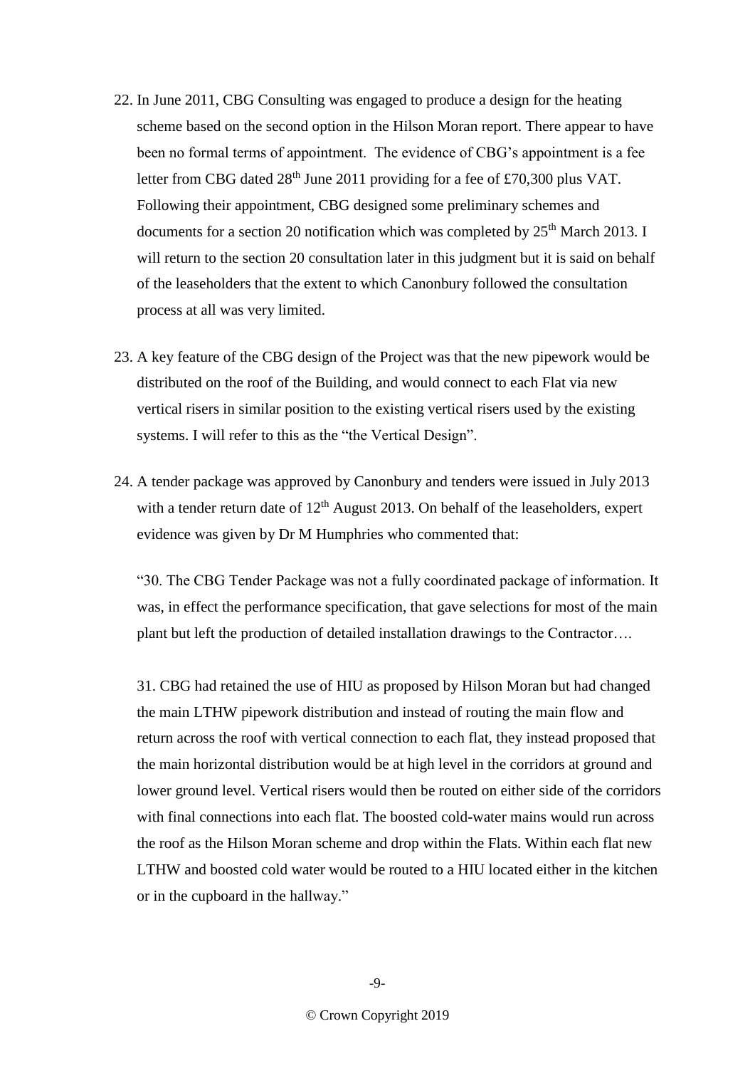22. In June 2011, CBG Consulting was engaged to produce a design for the heating scheme based on the second option in the Hilson Moran report. There appear to have been no formal terms of appointment. The evidence of CBG's appointment is a fee letter from CBG dated 28th June 2011 providing for a fee of £70,300 plus VAT. Following their appointment, CBG designed some preliminary schemes and documents for a section 20 notification which was completed by 25th March 2013. I will return to the section 20 consultation later in this judgment but it is said on behalf of the leaseholders that the extent to which Canonbury followed the consultation process at all was very limited.

23. A key feature of the CBG design of the Project was that the new pipework would be distributed on the roof of the Building, and would connect to each Flat via new vertical risers in similar position to the existing vertical risers used by the existing systems. I will refer to this as the "the Vertical Design".

24. A tender package was approved by Canonbury and tenders were issued in July 2013 with a tender return date of 12th August 2013. On behalf of the leaseholders, expert evidence was given by Dr M Humphries who commented that:

   "30. The CBG Tender Package was not a fully coordinated package of information. It was, in effect the performance specification, that gave selections for most of the main plant but left the production of detailed installation drawings to the Contractor….

   31. CBG had retained the use of HIU as proposed by Hilson Moran but had changed the main LTHW pipework distribution and instead of routing the main flow and return across the roof with vertical connection to each flat, they instead proposed that the main horizontal distribution would be at high level in the corridors at ground and lower ground level. Vertical risers would then be routed on either side of the corridors with final connections into each flat. The boosted cold-water mains would run across the roof as the Hilson Moran scheme and drop within the Flats. Within each flat new LTHW and boosted cold water would be routed to a HIU located either in the kitchen or in the cupboard in the hallway."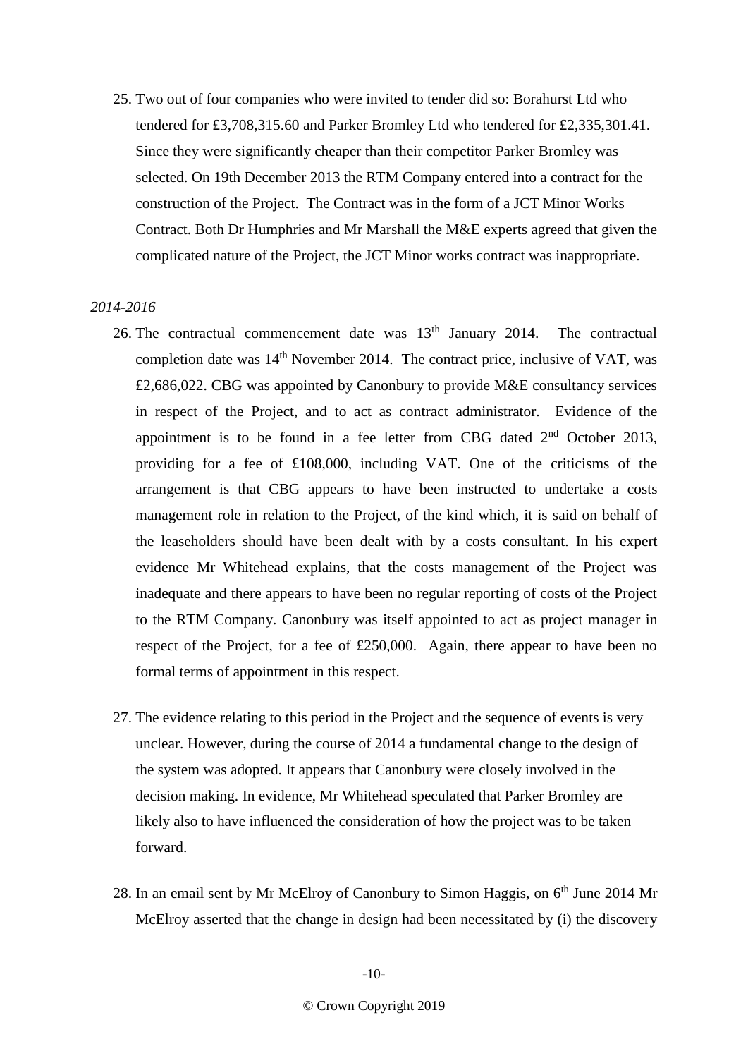25. Two out of four companies who were invited to tender did so: Borahurst Ltd who tendered for £3,708,315.60 and Parker Bromley Ltd who tendered for £2,335,301.41. Since they were significantly cheaper than their competitor Parker Bromley was selected. On 19th December 2013 the RTM Company entered into a contract for the construction of the Project. The Contract was in the form of a JCT Minor Works Contract. Both Dr Humphries and Mr Marshall the M&E experts agreed that given the complicated nature of the Project, the JCT Minor works contract was inappropriate.

*2014-2016*

26. The contractual commencement date was 13th January 2014. The contractual completion date was 14th November 2014. The contract price, inclusive of VAT, was £2,686,022. CBG was appointed by Canonbury to provide M&E consultancy services in respect of the Project, and to act as contract administrator. Evidence of the appointment is to be found in a fee letter from CBG dated 2nd October 2013, providing for a fee of £108,000, including VAT. One of the criticisms of the arrangement is that CBG appears to have been instructed to undertake a costs management role in relation to the Project, of the kind which, it is said on behalf of the leaseholders should have been dealt with by a costs consultant. In his expert evidence Mr Whitehead explains, that the costs management of the Project was inadequate and there appears to have been no regular reporting of costs of the Project to the RTM Company. Canonbury was itself appointed to act as project manager in respect of the Project, for a fee of £250,000. Again, there appear to have been no formal terms of appointment in this respect.

27. The evidence relating to this period in the Project and the sequence of events is very unclear. However, during the course of 2014 a fundamental change to the design of the system was adopted. It appears that Canonbury were closely involved in the decision making. In evidence, Mr Whitehead speculated that Parker Bromley are likely also to have influenced the consideration of how the project was to be taken forward.

28. In an email sent by Mr McElroy of Canonbury to Simon Haggis, on 6th June 2014 Mr McElroy asserted that the change in design had been necessitated by (i) the discovery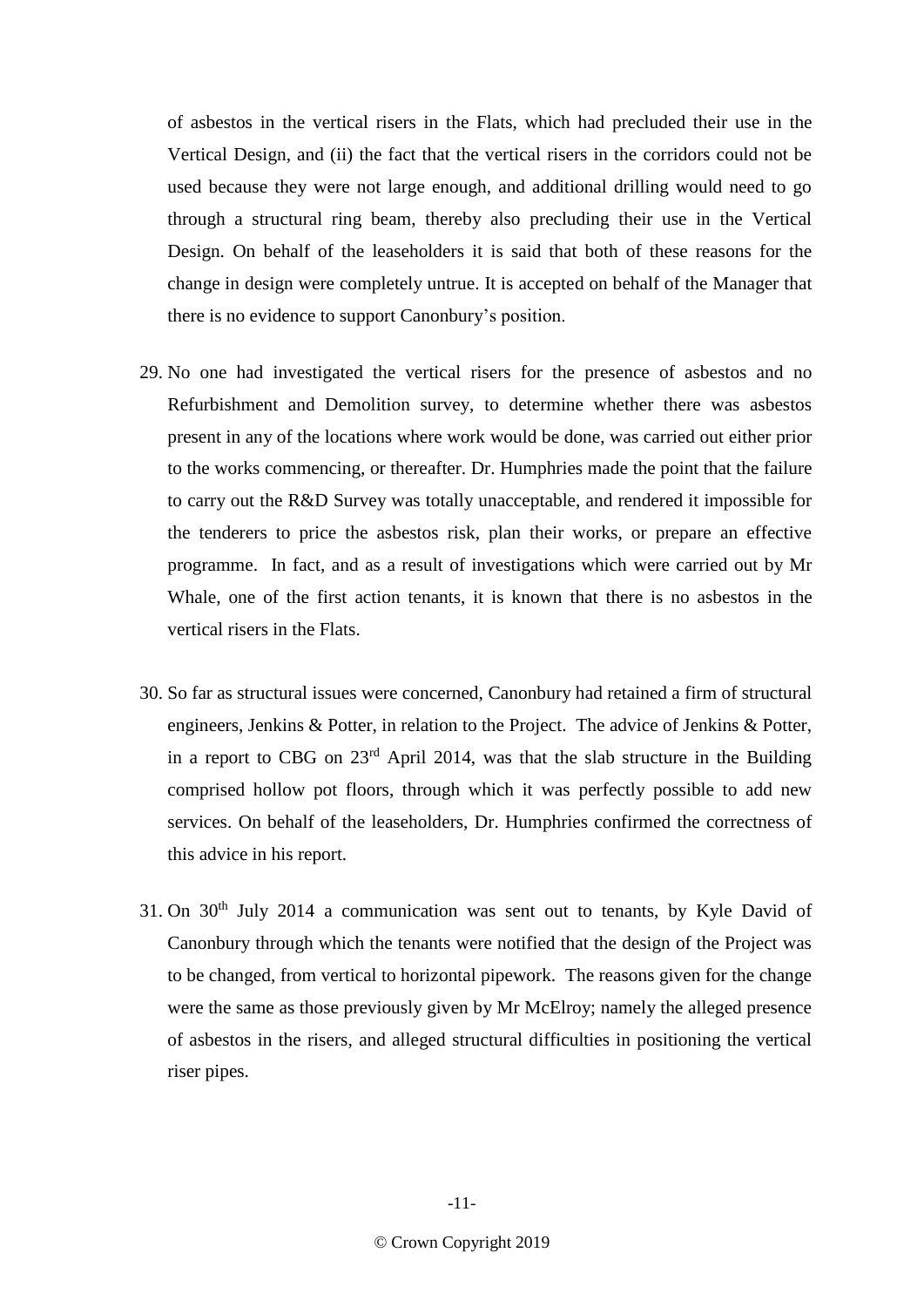of asbestos in the vertical risers in the Flats, which had precluded their use in the Vertical Design, and (ii) the fact that the vertical risers in the corridors could not be used because they were not large enough, and additional drilling would need to go through a structural ring beam, thereby also precluding their use in the Vertical Design. On behalf of the leaseholders it is said that both of these reasons for the change in design were completely untrue. It is accepted on behalf of the Manager that there is no evidence to support Canonbury's position.

29. No one had investigated the vertical risers for the presence of asbestos and no Refurbishment and Demolition survey, to determine whether there was asbestos present in any of the locations where work would be done, was carried out either prior to the works commencing, or thereafter. Dr. Humphries made the point that the failure to carry out the R&D Survey was totally unacceptable, and rendered it impossible for the tenderers to price the asbestos risk, plan their works, or prepare an effective programme. In fact, and as a result of investigations which were carried out by Mr Whale, one of the first action tenants, it is known that there is no asbestos in the vertical risers in the Flats.

30. So far as structural issues were concerned, Canonbury had retained a firm of structural engineers, Jenkins & Potter, in relation to the Project. The advice of Jenkins & Potter, in a report to CBG on 23rd April 2014, was that the slab structure in the Building comprised hollow pot floors, through which it was perfectly possible to add new services. On behalf of the leaseholders, Dr. Humphries confirmed the correctness of this advice in his report.

31. On 30th July 2014 a communication was sent out to tenants, by Kyle David of Canonbury through which the tenants were notified that the design of the Project was to be changed, from vertical to horizontal pipework. The reasons given for the change were the same as those previously given by Mr McElroy; namely the alleged presence of asbestos in the risers, and alleged structural difficulties in positioning the vertical riser pipes.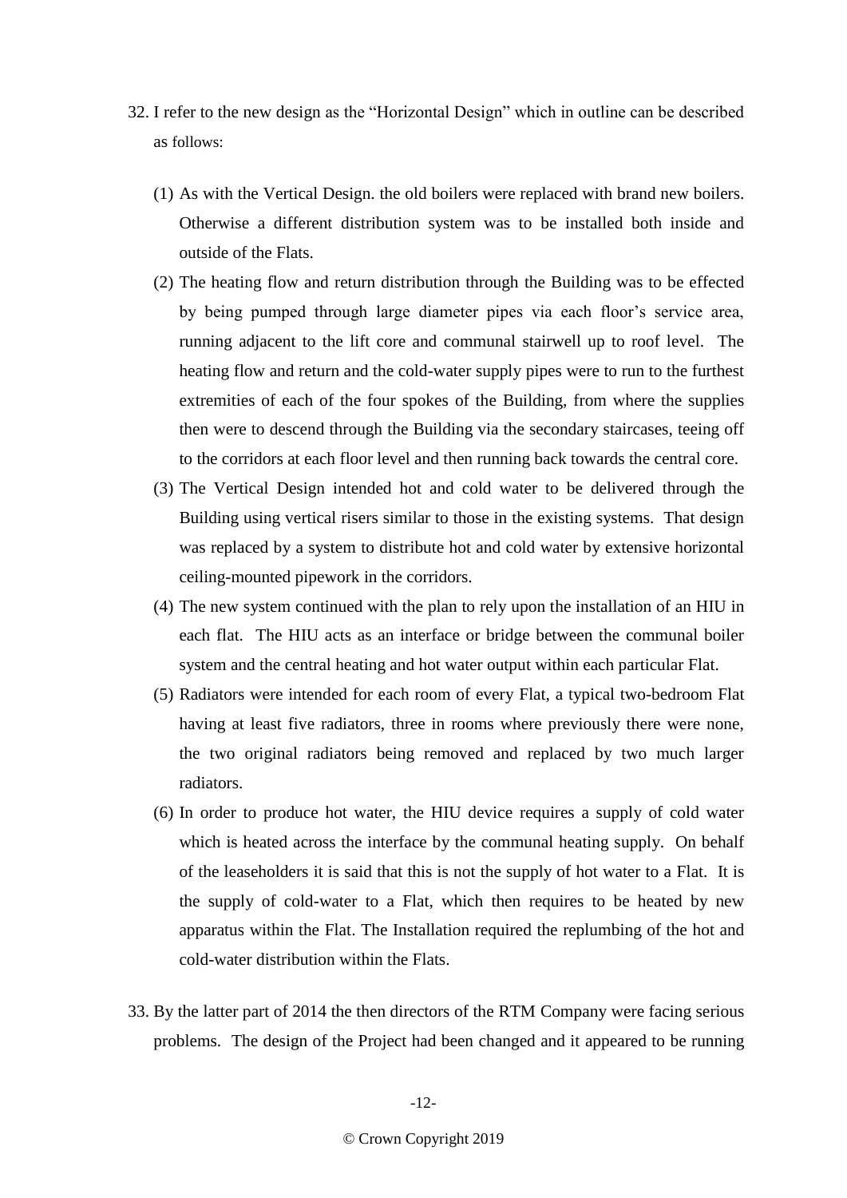32. I refer to the new design as the "Horizontal Design" which in outline can be described as follows:

    (1) As with the Vertical Design. the old boilers were replaced with brand new boilers. Otherwise a different distribution system was to be installed both inside and outside of the Flats.

    (2) The heating flow and return distribution through the Building was to be effected by being pumped through large diameter pipes via each floor's service area, running adjacent to the lift core and communal stairwell up to roof level. The heating flow and return and the cold-water supply pipes were to run to the furthest extremities of each of the four spokes of the Building, from where the supplies then were to descend through the Building via the secondary staircases, teeing off to the corridors at each floor level and then running back towards the central core.

    (3) The Vertical Design intended hot and cold water to be delivered through the Building using vertical risers similar to those in the existing systems. That design was replaced by a system to distribute hot and cold water by extensive horizontal ceiling-mounted pipework in the corridors.

    (4) The new system continued with the plan to rely upon the installation of an HIU in each flat. The HIU acts as an interface or bridge between the communal boiler system and the central heating and hot water output within each particular Flat.

    (5) Radiators were intended for each room of every Flat, a typical two-bedroom Flat having at least five radiators, three in rooms where previously there were none, the two original radiators being removed and replaced by two much larger radiators.

    (6) In order to produce hot water, the HIU device requires a supply of cold water which is heated across the interface by the communal heating supply. On behalf of the leaseholders it is said that this is not the supply of hot water to a Flat. It is the supply of cold-water to a Flat, which then requires to be heated by new apparatus within the Flat. The Installation required the replumbing of the hot and cold-water distribution within the Flats.

33. By the latter part of 2014 the then directors of the RTM Company were facing serious problems. The design of the Project had been changed and it appeared to be running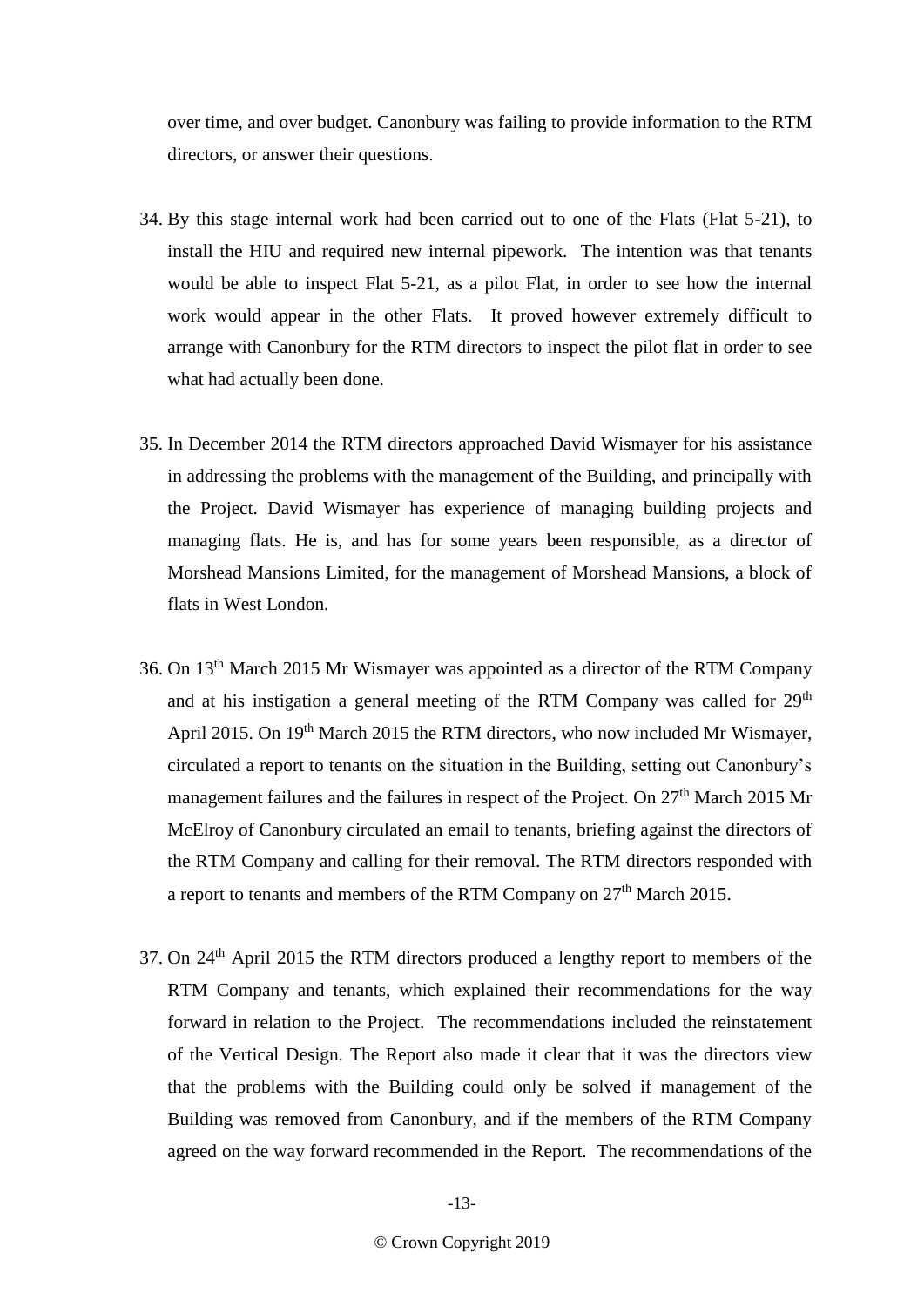over time, and over budget. Canonbury was failing to provide information to the RTM directors, or answer their questions.

34. By this stage internal work had been carried out to one of the Flats (Flat 5-21), to install the HIU and required new internal pipework. The intention was that tenants would be able to inspect Flat 5-21, as a pilot Flat, in order to see how the internal work would appear in the other Flats. It proved however extremely difficult to arrange with Canonbury for the RTM directors to inspect the pilot flat in order to see what had actually been done.

35. In December 2014 the RTM directors approached David Wismayer for his assistance in addressing the problems with the management of the Building, and principally with the Project. David Wismayer has experience of managing building projects and managing flats. He is, and has for some years been responsible, as a director of Morshead Mansions Limited, for the management of Morshead Mansions, a block of flats in West London.

36. On 13th March 2015 Mr Wismayer was appointed as a director of the RTM Company and at his instigation a general meeting of the RTM Company was called for 29th April 2015. On 19th March 2015 the RTM directors, who now included Mr Wismayer, circulated a report to tenants on the situation in the Building, setting out Canonbury's management failures and the failures in respect of the Project. On 27th March 2015 Mr McElroy of Canonbury circulated an email to tenants, briefing against the directors of the RTM Company and calling for their removal. The RTM directors responded with a report to tenants and members of the RTM Company on 27th March 2015.

37. On 24th April 2015 the RTM directors produced a lengthy report to members of the RTM Company and tenants, which explained their recommendations for the way forward in relation to the Project. The recommendations included the reinstatement of the Vertical Design. The Report also made it clear that it was the directors view that the problems with the Building could only be solved if management of the Building was removed from Canonbury, and if the members of the RTM Company agreed on the way forward recommended in the Report. The recommendations of the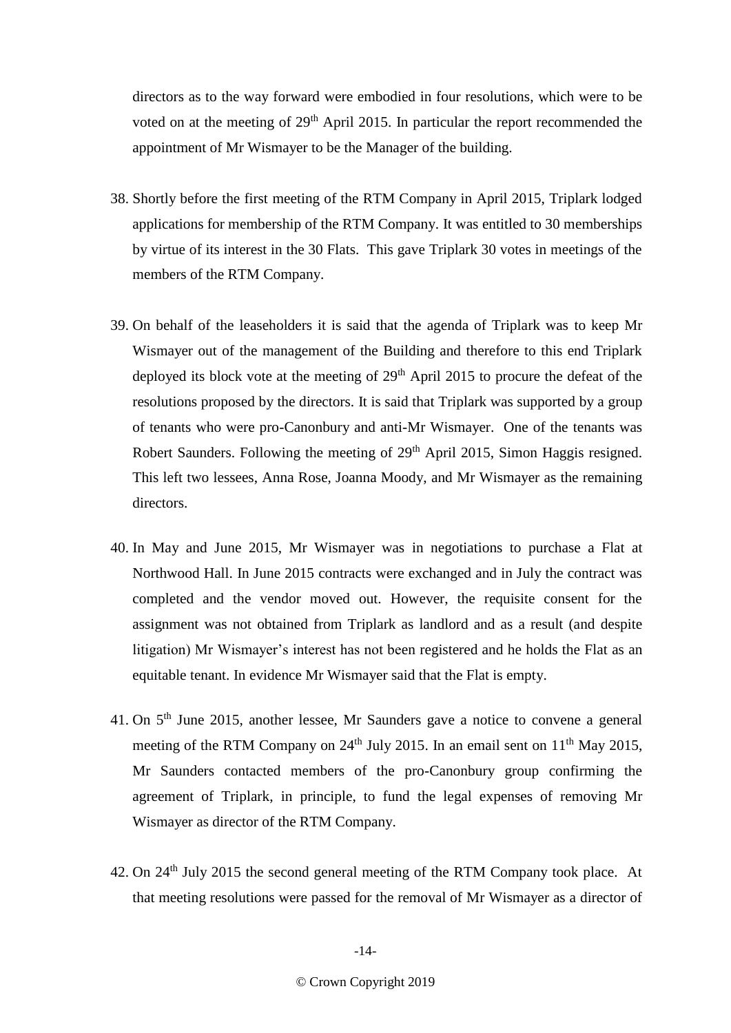directors as to the way forward were embodied in four resolutions, which were to be voted on at the meeting of 29th April 2015. In particular the report recommended the appointment of Mr Wismayer to be the Manager of the building.

38. Shortly before the first meeting of the RTM Company in April 2015, Triplark lodged applications for membership of the RTM Company. It was entitled to 30 memberships by virtue of its interest in the 30 Flats. This gave Triplark 30 votes in meetings of the members of the RTM Company.

39. On behalf of the leaseholders it is said that the agenda of Triplark was to keep Mr Wismayer out of the management of the Building and therefore to this end Triplark deployed its block vote at the meeting of 29th April 2015 to procure the defeat of the resolutions proposed by the directors. It is said that Triplark was supported by a group of tenants who were pro-Canonbury and anti-Mr Wismayer. One of the tenants was Robert Saunders. Following the meeting of 29th April 2015, Simon Haggis resigned. This left two lessees, Anna Rose, Joanna Moody, and Mr Wismayer as the remaining directors.

40. In May and June 2015, Mr Wismayer was in negotiations to purchase a Flat at Northwood Hall. In June 2015 contracts were exchanged and in July the contract was completed and the vendor moved out. However, the requisite consent for the assignment was not obtained from Triplark as landlord and as a result (and despite litigation) Mr Wismayer's interest has not been registered and he holds the Flat as an equitable tenant. In evidence Mr Wismayer said that the Flat is empty.

41. On 5th June 2015, another lessee, Mr Saunders gave a notice to convene a general meeting of the RTM Company on 24th July 2015. In an email sent on 11th May 2015, Mr Saunders contacted members of the pro-Canonbury group confirming the agreement of Triplark, in principle, to fund the legal expenses of removing Mr Wismayer as director of the RTM Company.

42. On 24th July 2015 the second general meeting of the RTM Company took place. At that meeting resolutions were passed for the removal of Mr Wismayer as a director of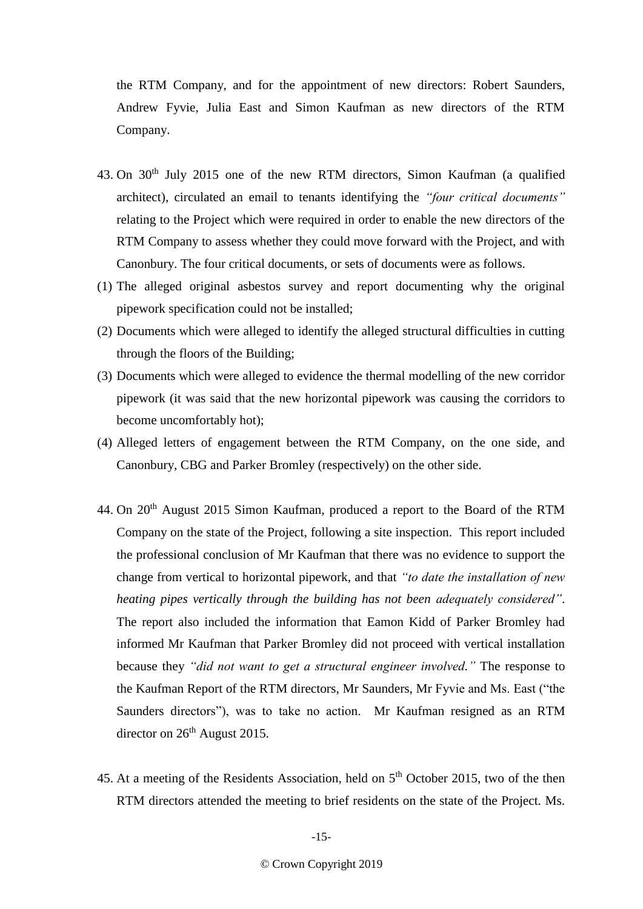the RTM Company, and for the appointment of new directors: Robert Saunders, Andrew Fyvie, Julia East and Simon Kaufman as new directors of the RTM Company.

43. On 30th July 2015 one of the new RTM directors, Simon Kaufman (a qualified architect), circulated an email to tenants identifying the *"four critical documents"* relating to the Project which were required in order to enable the new directors of the RTM Company to assess whether they could move forward with the Project, and with Canonbury. The four critical documents, or sets of documents were as follows.

(1) The alleged original asbestos survey and report documenting why the original pipework specification could not be installed;

(2) Documents which were alleged to identify the alleged structural difficulties in cutting through the floors of the Building;

(3) Documents which were alleged to evidence the thermal modelling of the new corridor pipework (it was said that the new horizontal pipework was causing the corridors to become uncomfortably hot);

(4) Alleged letters of engagement between the RTM Company, on the one side, and Canonbury, CBG and Parker Bromley (respectively) on the other side.

44. On 20th August 2015 Simon Kaufman, produced a report to the Board of the RTM Company on the state of the Project, following a site inspection. This report included the professional conclusion of Mr Kaufman that there was no evidence to support the change from vertical to horizontal pipework, and that *"to date the installation of new heating pipes vertically through the building has not been adequately considered"*. The report also included the information that Eamon Kidd of Parker Bromley had informed Mr Kaufman that Parker Bromley did not proceed with vertical installation because they *"did not want to get a structural engineer involved."* The response to the Kaufman Report of the RTM directors, Mr Saunders, Mr Fyvie and Ms. East ("the Saunders directors"), was to take no action. Mr Kaufman resigned as an RTM director on 26th August 2015.

45. At a meeting of the Residents Association, held on 5th October 2015, two of the then RTM directors attended the meeting to brief residents on the state of the Project. Ms.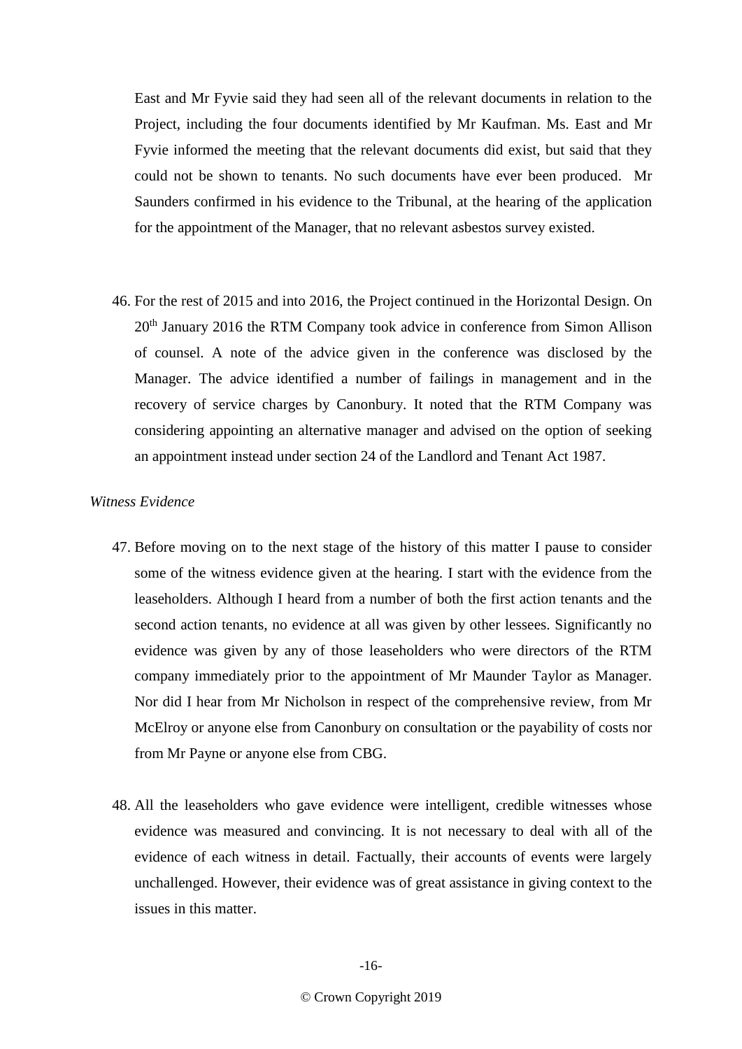East and Mr Fyvie said they had seen all of the relevant documents in relation to the Project, including the four documents identified by Mr Kaufman. Ms. East and Mr Fyvie informed the meeting that the relevant documents did exist, but said that they could not be shown to tenants. No such documents have ever been produced. Mr Saunders confirmed in his evidence to the Tribunal, at the hearing of the application for the appointment of the Manager, that no relevant asbestos survey existed.

46. For the rest of 2015 and into 2016, the Project continued in the Horizontal Design. On 20th January 2016 the RTM Company took advice in conference from Simon Allison of counsel. A note of the advice given in the conference was disclosed by the Manager. The advice identified a number of failings in management and in the recovery of service charges by Canonbury. It noted that the RTM Company was considering appointing an alternative manager and advised on the option of seeking an appointment instead under section 24 of the Landlord and Tenant Act 1987.

*Witness Evidence*

47. Before moving on to the next stage of the history of this matter I pause to consider some of the witness evidence given at the hearing. I start with the evidence from the leaseholders. Although I heard from a number of both the first action tenants and the second action tenants, no evidence at all was given by other lessees. Significantly no evidence was given by any of those leaseholders who were directors of the RTM company immediately prior to the appointment of Mr Maunder Taylor as Manager. Nor did I hear from Mr Nicholson in respect of the comprehensive review, from Mr McElroy or anyone else from Canonbury on consultation or the payability of costs nor from Mr Payne or anyone else from CBG.

48. All the leaseholders who gave evidence were intelligent, credible witnesses whose evidence was measured and convincing. It is not necessary to deal with all of the evidence of each witness in detail. Factually, their accounts of events were largely unchallenged. However, their evidence was of great assistance in giving context to the issues in this matter.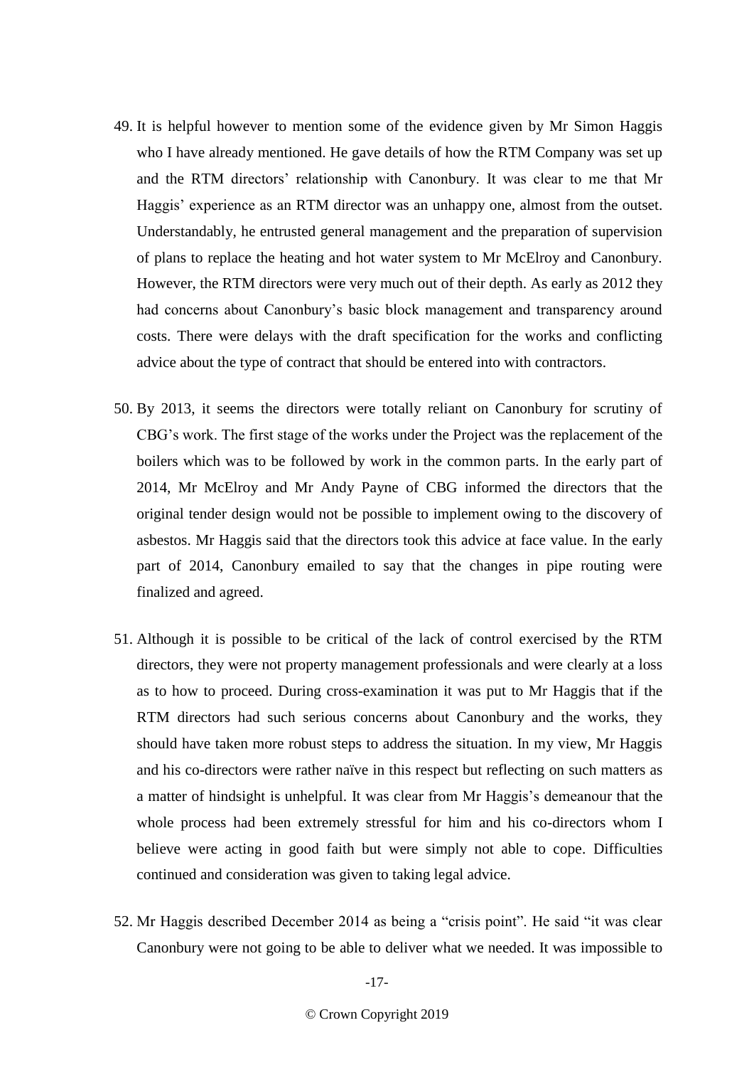49. It is helpful however to mention some of the evidence given by Mr Simon Haggis who I have already mentioned. He gave details of how the RTM Company was set up and the RTM directors' relationship with Canonbury. It was clear to me that Mr Haggis' experience as an RTM director was an unhappy one, almost from the outset. Understandably, he entrusted general management and the preparation of supervision of plans to replace the heating and hot water system to Mr McElroy and Canonbury. However, the RTM directors were very much out of their depth. As early as 2012 they had concerns about Canonbury's basic block management and transparency around costs. There were delays with the draft specification for the works and conflicting advice about the type of contract that should be entered into with contractors.

50. By 2013, it seems the directors were totally reliant on Canonbury for scrutiny of CBG's work. The first stage of the works under the Project was the replacement of the boilers which was to be followed by work in the common parts. In the early part of 2014, Mr McElroy and Mr Andy Payne of CBG informed the directors that the original tender design would not be possible to implement owing to the discovery of asbestos. Mr Haggis said that the directors took this advice at face value. In the early part of 2014, Canonbury emailed to say that the changes in pipe routing were finalized and agreed.

51. Although it is possible to be critical of the lack of control exercised by the RTM directors, they were not property management professionals and were clearly at a loss as to how to proceed. During cross-examination it was put to Mr Haggis that if the RTM directors had such serious concerns about Canonbury and the works, they should have taken more robust steps to address the situation. In my view, Mr Haggis and his co-directors were rather naïve in this respect but reflecting on such matters as a matter of hindsight is unhelpful. It was clear from Mr Haggis's demeanour that the whole process had been extremely stressful for him and his co-directors whom I believe were acting in good faith but were simply not able to cope. Difficulties continued and consideration was given to taking legal advice.

52. Mr Haggis described December 2014 as being a "crisis point". He said "it was clear Canonbury were not going to be able to deliver what we needed. It was impossible to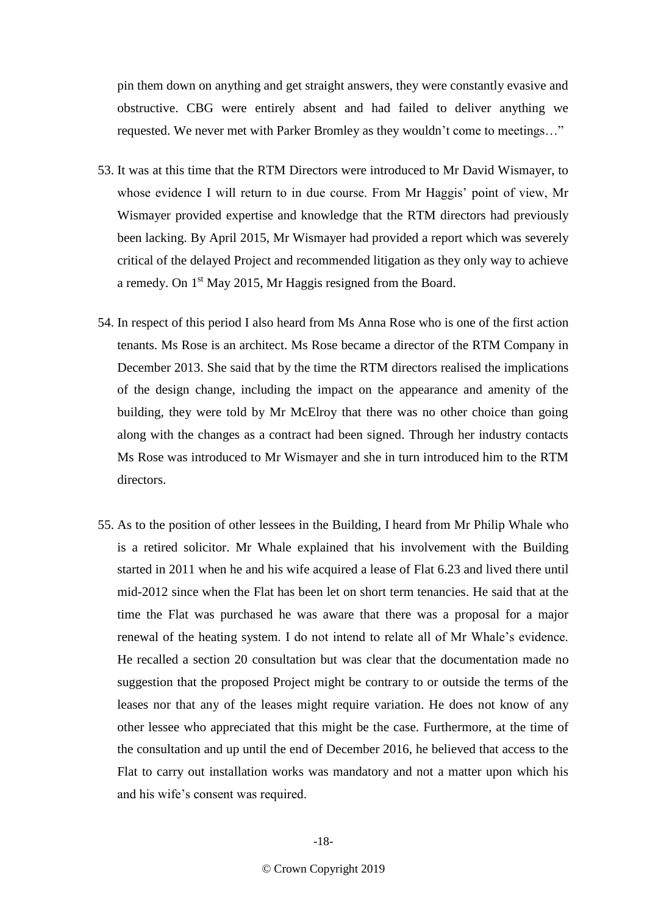pin them down on anything and get straight answers, they were constantly evasive and obstructive. CBG were entirely absent and had failed to deliver anything we requested. We never met with Parker Bromley as they wouldn't come to meetings…"

53. It was at this time that the RTM Directors were introduced to Mr David Wismayer, to whose evidence I will return to in due course. From Mr Haggis' point of view, Mr Wismayer provided expertise and knowledge that the RTM directors had previously been lacking. By April 2015, Mr Wismayer had provided a report which was severely critical of the delayed Project and recommended litigation as they only way to achieve a remedy. On 1st May 2015, Mr Haggis resigned from the Board.

54. In respect of this period I also heard from Ms Anna Rose who is one of the first action tenants. Ms Rose is an architect. Ms Rose became a director of the RTM Company in December 2013. She said that by the time the RTM directors realised the implications of the design change, including the impact on the appearance and amenity of the building, they were told by Mr McElroy that there was no other choice than going along with the changes as a contract had been signed. Through her industry contacts Ms Rose was introduced to Mr Wismayer and she in turn introduced him to the RTM directors.

55. As to the position of other lessees in the Building, I heard from Mr Philip Whale who is a retired solicitor. Mr Whale explained that his involvement with the Building started in 2011 when he and his wife acquired a lease of Flat 6.23 and lived there until mid-2012 since when the Flat has been let on short term tenancies. He said that at the time the Flat was purchased he was aware that there was a proposal for a major renewal of the heating system. I do not intend to relate all of Mr Whale's evidence. He recalled a section 20 consultation but was clear that the documentation made no suggestion that the proposed Project might be contrary to or outside the terms of the leases nor that any of the leases might require variation. He does not know of any other lessee who appreciated that this might be the case. Furthermore, at the time of the consultation and up until the end of December 2016, he believed that access to the Flat to carry out installation works was mandatory and not a matter upon which his and his wife's consent was required.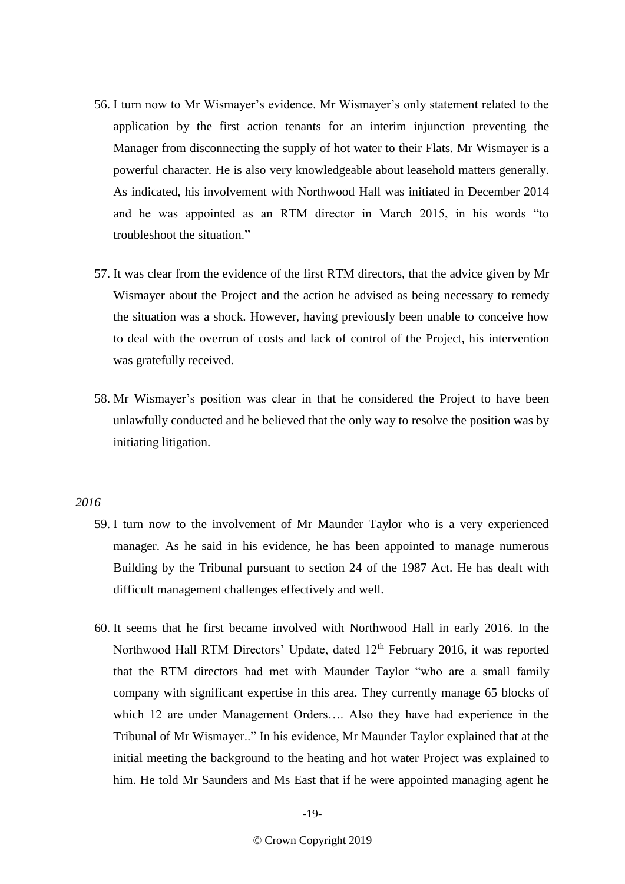56. I turn now to Mr Wismayer's evidence. Mr Wismayer's only statement related to the application by the first action tenants for an interim injunction preventing the Manager from disconnecting the supply of hot water to their Flats. Mr Wismayer is a powerful character. He is also very knowledgeable about leasehold matters generally. As indicated, his involvement with Northwood Hall was initiated in December 2014 and he was appointed as an RTM director in March 2015, in his words "to troubleshoot the situation."

57. It was clear from the evidence of the first RTM directors, that the advice given by Mr Wismayer about the Project and the action he advised as being necessary to remedy the situation was a shock. However, having previously been unable to conceive how to deal with the overrun of costs and lack of control of the Project, his intervention was gratefully received.

58. Mr Wismayer's position was clear in that he considered the Project to have been unlawfully conducted and he believed that the only way to resolve the position was by initiating litigation.

*2016*

59. I turn now to the involvement of Mr Maunder Taylor who is a very experienced manager. As he said in his evidence, he has been appointed to manage numerous Building by the Tribunal pursuant to section 24 of the 1987 Act. He has dealt with difficult management challenges effectively and well.

60. It seems that he first became involved with Northwood Hall in early 2016. In the Northwood Hall RTM Directors' Update, dated 12th February 2016, it was reported that the RTM directors had met with Maunder Taylor "who are a small family company with significant expertise in this area. They currently manage 65 blocks of which 12 are under Management Orders…. Also they have had experience in the Tribunal of Mr Wismayer.." In his evidence, Mr Maunder Taylor explained that at the initial meeting the background to the heating and hot water Project was explained to him. He told Mr Saunders and Ms East that if he were appointed managing agent he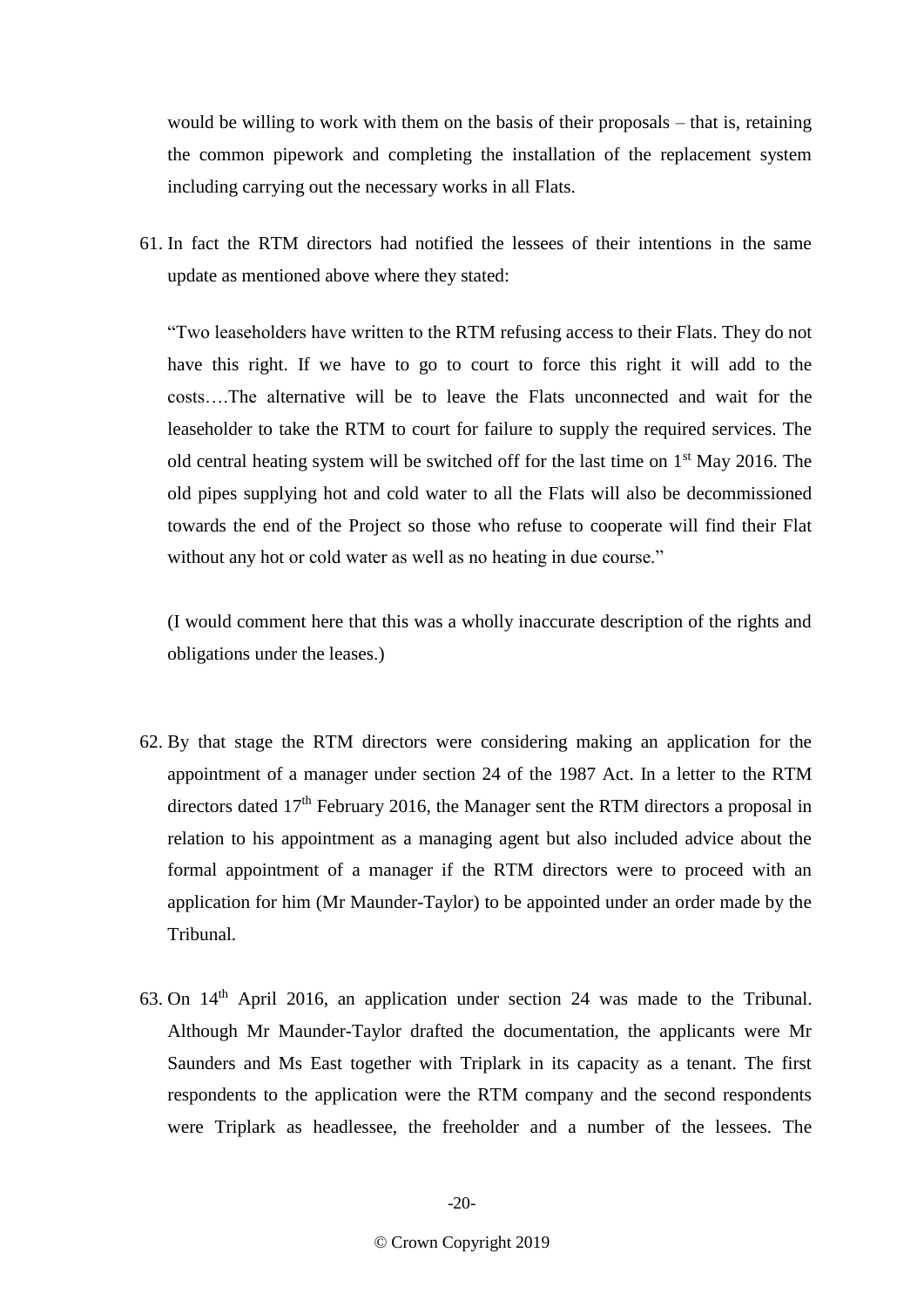would be willing to work with them on the basis of their proposals – that is, retaining the common pipework and completing the installation of the replacement system including carrying out the necessary works in all Flats.

61. In fact the RTM directors had notified the lessees of their intentions in the same update as mentioned above where they stated:

 "Two leaseholders have written to the RTM refusing access to their Flats. They do not have this right. If we have to go to court to force this right it will add to the costs….The alternative will be to leave the Flats unconnected and wait for the leaseholder to take the RTM to court for failure to supply the required services. The old central heating system will be switched off for the last time on 1st May 2016. The old pipes supplying hot and cold water to all the Flats will also be decommissioned towards the end of the Project so those who refuse to cooperate will find their Flat without any hot or cold water as well as no heating in due course."

 (I would comment here that this was a wholly inaccurate description of the rights and obligations under the leases.)

62. By that stage the RTM directors were considering making an application for the appointment of a manager under section 24 of the 1987 Act. In a letter to the RTM directors dated 17th February 2016, the Manager sent the RTM directors a proposal in relation to his appointment as a managing agent but also included advice about the formal appointment of a manager if the RTM directors were to proceed with an application for him (Mr Maunder-Taylor) to be appointed under an order made by the Tribunal.

63. On 14th April 2016, an application under section 24 was made to the Tribunal. Although Mr Maunder-Taylor drafted the documentation, the applicants were Mr Saunders and Ms East together with Triplark in its capacity as a tenant. The first respondents to the application were the RTM company and the second respondents were Triplark as headlessee, the freeholder and a number of the lessees. The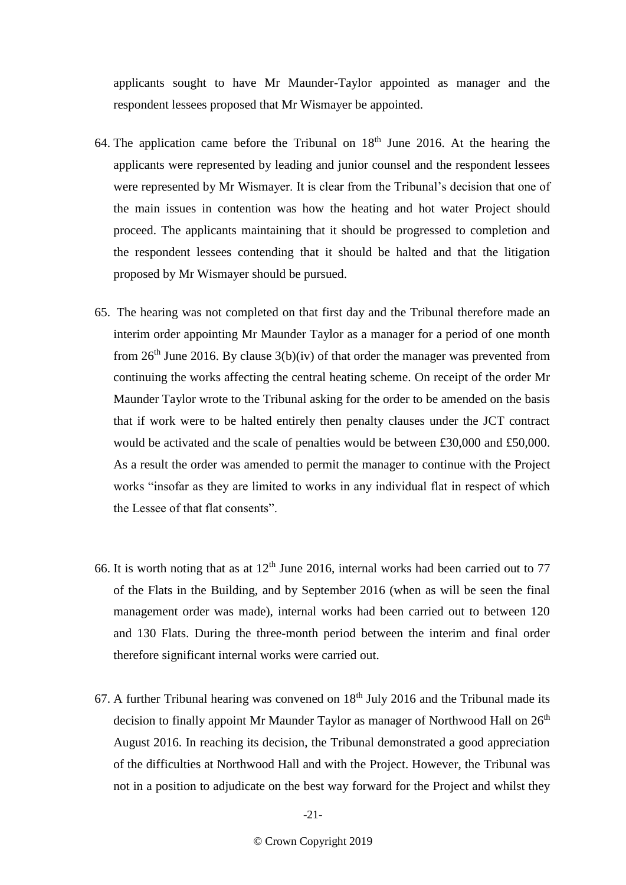applicants sought to have Mr Maunder-Taylor appointed as manager and the respondent lessees proposed that Mr Wismayer be appointed.

64. The application came before the Tribunal on 18th June 2016. At the hearing the applicants were represented by leading and junior counsel and the respondent lessees were represented by Mr Wismayer. It is clear from the Tribunal's decision that one of the main issues in contention was how the heating and hot water Project should proceed. The applicants maintaining that it should be progressed to completion and the respondent lessees contending that it should be halted and that the litigation proposed by Mr Wismayer should be pursued.

65. The hearing was not completed on that first day and the Tribunal therefore made an interim order appointing Mr Maunder Taylor as a manager for a period of one month from 26th June 2016. By clause 3(b)(iv) of that order the manager was prevented from continuing the works affecting the central heating scheme. On receipt of the order Mr Maunder Taylor wrote to the Tribunal asking for the order to be amended on the basis that if work were to be halted entirely then penalty clauses under the JCT contract would be activated and the scale of penalties would be between £30,000 and £50,000. As a result the order was amended to permit the manager to continue with the Project works "insofar as they are limited to works in any individual flat in respect of which the Lessee of that flat consents".

66. It is worth noting that as at 12th June 2016, internal works had been carried out to 77 of the Flats in the Building, and by September 2016 (when as will be seen the final management order was made), internal works had been carried out to between 120 and 130 Flats. During the three-month period between the interim and final order therefore significant internal works were carried out.

67. A further Tribunal hearing was convened on 18th July 2016 and the Tribunal made its decision to finally appoint Mr Maunder Taylor as manager of Northwood Hall on 26th August 2016. In reaching its decision, the Tribunal demonstrated a good appreciation of the difficulties at Northwood Hall and with the Project. However, the Tribunal was not in a position to adjudicate on the best way forward for the Project and whilst they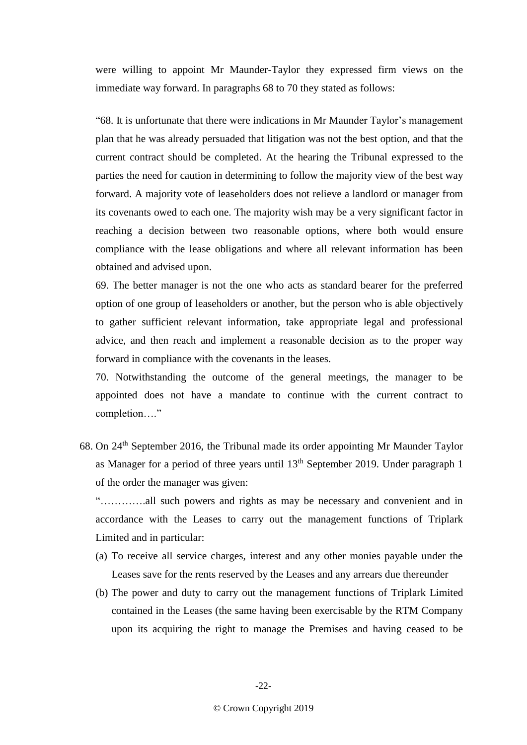were willing to appoint Mr Maunder-Taylor they expressed firm views on the immediate way forward. In paragraphs 68 to 70 they stated as follows:

> "68. It is unfortunate that there were indications in Mr Maunder Taylor's management plan that he was already persuaded that litigation was not the best option, and that the current contract should be completed. At the hearing the Tribunal expressed to the parties the need for caution in determining to follow the majority view of the best way forward. A majority vote of leaseholders does not relieve a landlord or manager from its covenants owed to each one. The majority wish may be a very significant factor in reaching a decision between two reasonable options, where both would ensure compliance with the lease obligations and where all relevant information has been obtained and advised upon.
>
> 69. The better manager is not the one who acts as standard bearer for the preferred option of one group of leaseholders or another, but the person who is able objectively to gather sufficient relevant information, take appropriate legal and professional advice, and then reach and implement a reasonable decision as to the proper way forward in compliance with the covenants in the leases.
>
> 70. Notwithstanding the outcome of the general meetings, the manager to be appointed does not have a mandate to continue with the current contract to completion…."

68. On 24th September 2016, the Tribunal made its order appointing Mr Maunder Taylor as Manager for a period of three years until 13th September 2019. Under paragraph 1 of the order the manager was given:

    "………….all such powers and rights as may be necessary and convenient and in accordance with the Leases to carry out the management functions of Triplark Limited and in particular:

    (a) To receive all service charges, interest and any other monies payable under the Leases save for the rents reserved by the Leases and any arrears due thereunder
    (b) The power and duty to carry out the management functions of Triplark Limited contained in the Leases (the same having been exercisable by the RTM Company upon its acquiring the right to manage the Premises and having ceased to be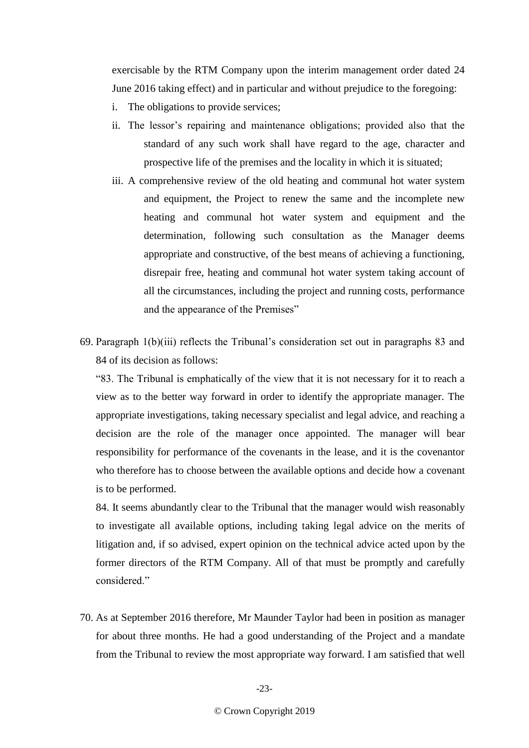exercisable by the RTM Company upon the interim management order dated 24 June 2016 taking effect) and in particular and without prejudice to the foregoing:

i. The obligations to provide services;

ii. The lessor's repairing and maintenance obligations; provided also that the standard of any such work shall have regard to the age, character and prospective life of the premises and the locality in which it is situated;

iii. A comprehensive review of the old heating and communal hot water system and equipment, the Project to renew the same and the incomplete new heating and communal hot water system and equipment and the determination, following such consultation as the Manager deems appropriate and constructive, of the best means of achieving a functioning, disrepair free, heating and communal hot water system taking account of all the circumstances, including the project and running costs, performance and the appearance of the Premises"

69. Paragraph 1(b)(iii) reflects the Tribunal's consideration set out in paragraphs 83 and 84 of its decision as follows:

"83. The Tribunal is emphatically of the view that it is not necessary for it to reach a view as to the better way forward in order to identify the appropriate manager. The appropriate investigations, taking necessary specialist and legal advice, and reaching a decision are the role of the manager once appointed. The manager will bear responsibility for performance of the covenants in the lease, and it is the covenantor who therefore has to choose between the available options and decide how a covenant is to be performed.

84. It seems abundantly clear to the Tribunal that the manager would wish reasonably to investigate all available options, including taking legal advice on the merits of litigation and, if so advised, expert opinion on the technical advice acted upon by the former directors of the RTM Company. All of that must be promptly and carefully considered."

70. As at September 2016 therefore, Mr Maunder Taylor had been in position as manager for about three months. He had a good understanding of the Project and a mandate from the Tribunal to review the most appropriate way forward. I am satisfied that well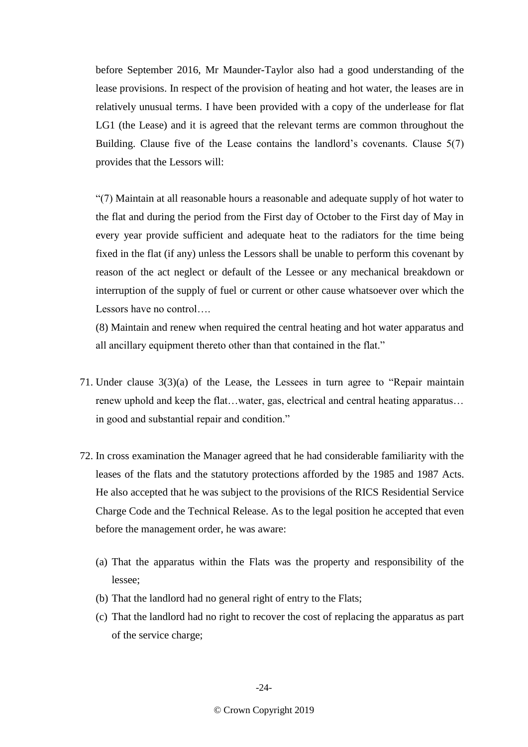before September 2016, Mr Maunder-Taylor also had a good understanding of the lease provisions. In respect of the provision of heating and hot water, the leases are in relatively unusual terms. I have been provided with a copy of the underlease for flat LG1 (the Lease) and it is agreed that the relevant terms are common throughout the Building. Clause five of the Lease contains the landlord's covenants. Clause 5(7) provides that the Lessors will:

"(7) Maintain at all reasonable hours a reasonable and adequate supply of hot water to the flat and during the period from the First day of October to the First day of May in every year provide sufficient and adequate heat to the radiators for the time being fixed in the flat (if any) unless the Lessors shall be unable to perform this covenant by reason of the act neglect or default of the Lessee or any mechanical breakdown or interruption of the supply of fuel or current or other cause whatsoever over which the Lessors have no control….

(8) Maintain and renew when required the central heating and hot water apparatus and all ancillary equipment thereto other than that contained in the flat."

71. Under clause 3(3)(a) of the Lease, the Lessees in turn agree to "Repair maintain renew uphold and keep the flat…water, gas, electrical and central heating apparatus… in good and substantial repair and condition."

72. In cross examination the Manager agreed that he had considerable familiarity with the leases of the flats and the statutory protections afforded by the 1985 and 1987 Acts. He also accepted that he was subject to the provisions of the RICS Residential Service Charge Code and the Technical Release. As to the legal position he accepted that even before the management order, he was aware:

   (a) That the apparatus within the Flats was the property and responsibility of the lessee;
   (b) That the landlord had no general right of entry to the Flats;
   (c) That the landlord had no right to recover the cost of replacing the apparatus as part of the service charge;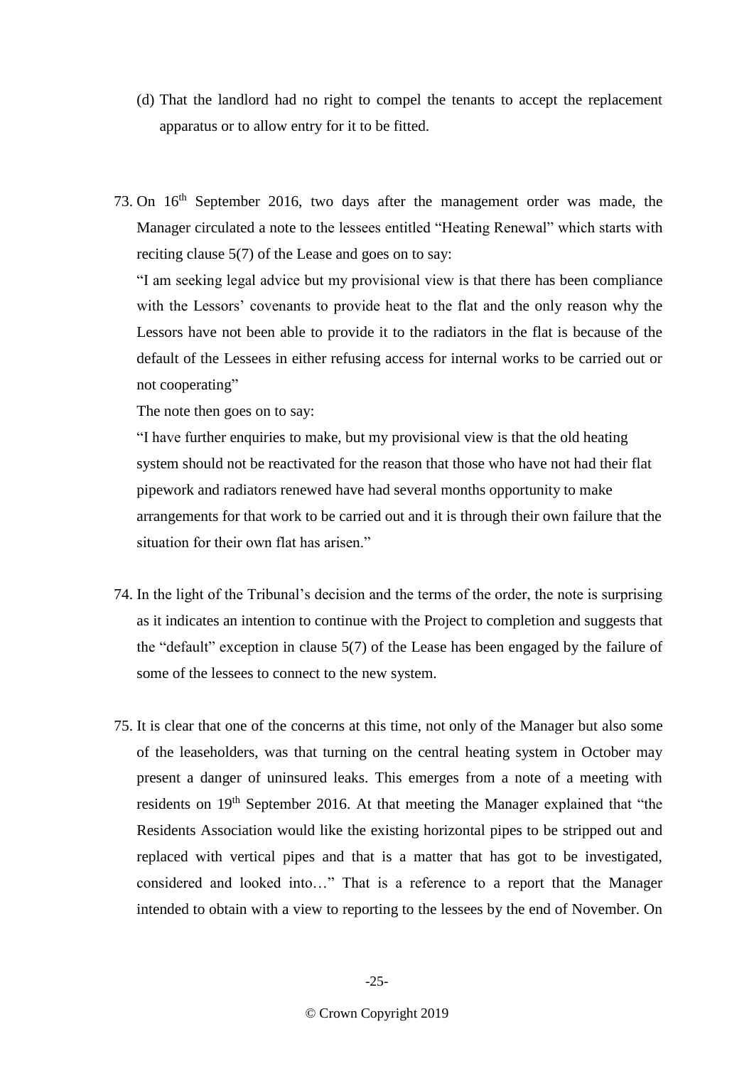(d) That the landlord had no right to compel the tenants to accept the replacement apparatus or to allow entry for it to be fitted.

73. On 16th September 2016, two days after the management order was made, the Manager circulated a note to the lessees entitled "Heating Renewal" which starts with reciting clause 5(7) of the Lease and goes on to say:

"I am seeking legal advice but my provisional view is that there has been compliance with the Lessors' covenants to provide heat to the flat and the only reason why the Lessors have not been able to provide it to the radiators in the flat is because of the default of the Lessees in either refusing access for internal works to be carried out or not cooperating"

The note then goes on to say:

"I have further enquiries to make, but my provisional view is that the old heating system should not be reactivated for the reason that those who have not had their flat pipework and radiators renewed have had several months opportunity to make arrangements for that work to be carried out and it is through their own failure that the situation for their own flat has arisen."

74. In the light of the Tribunal's decision and the terms of the order, the note is surprising as it indicates an intention to continue with the Project to completion and suggests that the "default" exception in clause 5(7) of the Lease has been engaged by the failure of some of the lessees to connect to the new system.

75. It is clear that one of the concerns at this time, not only of the Manager but also some of the leaseholders, was that turning on the central heating system in October may present a danger of uninsured leaks. This emerges from a note of a meeting with residents on 19th September 2016. At that meeting the Manager explained that "the Residents Association would like the existing horizontal pipes to be stripped out and replaced with vertical pipes and that is a matter that has got to be investigated, considered and looked into…" That is a reference to a report that the Manager intended to obtain with a view to reporting to the lessees by the end of November. On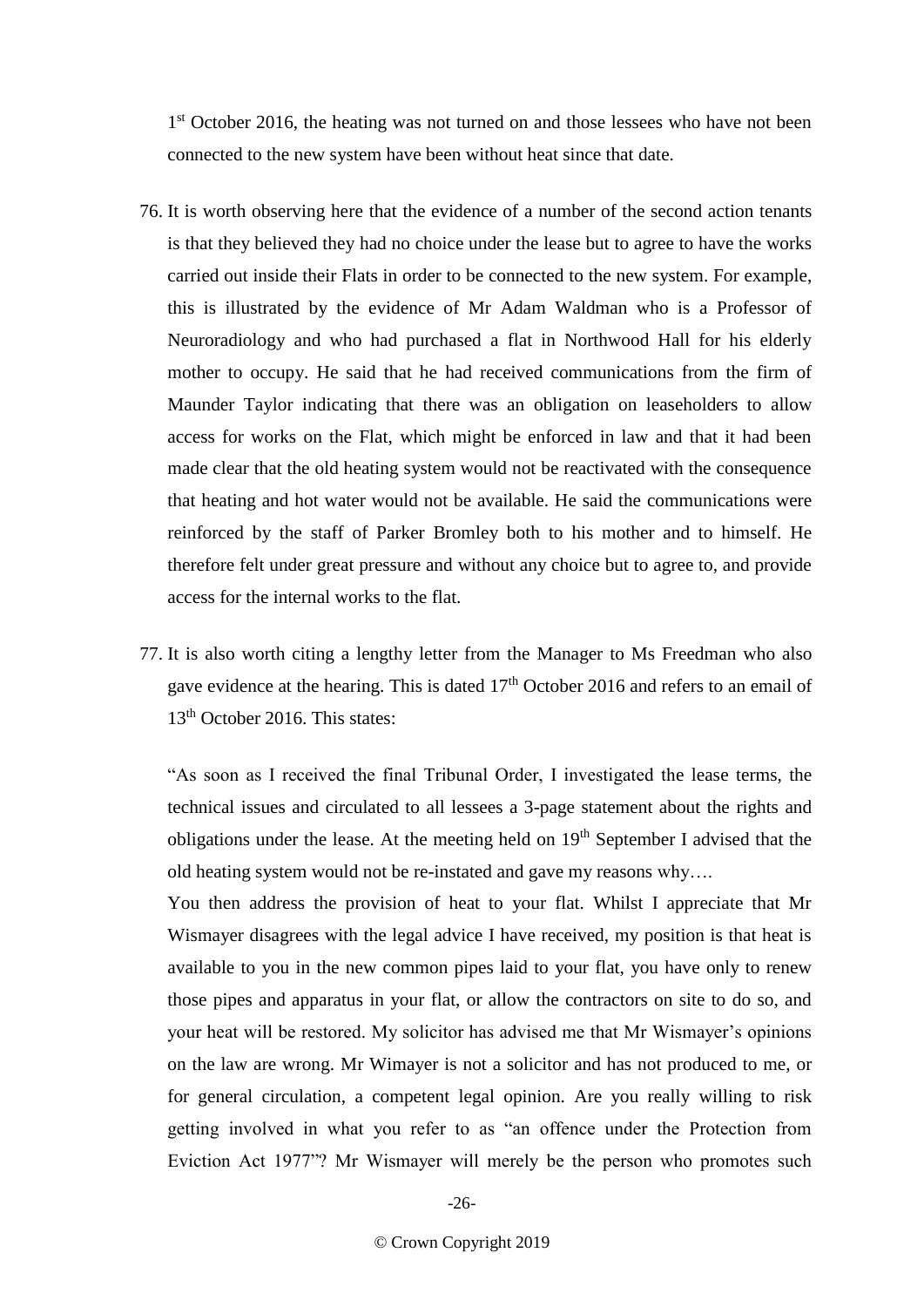1st October 2016, the heating was not turned on and those lessees who have not been connected to the new system have been without heat since that date.

76. It is worth observing here that the evidence of a number of the second action tenants is that they believed they had no choice under the lease but to agree to have the works carried out inside their Flats in order to be connected to the new system. For example, this is illustrated by the evidence of Mr Adam Waldman who is a Professor of Neuroradiology and who had purchased a flat in Northwood Hall for his elderly mother to occupy. He said that he had received communications from the firm of Maunder Taylor indicating that there was an obligation on leaseholders to allow access for works on the Flat, which might be enforced in law and that it had been made clear that the old heating system would not be reactivated with the consequence that heating and hot water would not be available. He said the communications were reinforced by the staff of Parker Bromley both to his mother and to himself. He therefore felt under great pressure and without any choice but to agree to, and provide access for the internal works to the flat.

77. It is also worth citing a lengthy letter from the Manager to Ms Freedman who also gave evidence at the hearing. This is dated 17th October 2016 and refers to an email of 13th October 2016. This states:

"As soon as I received the final Tribunal Order, I investigated the lease terms, the technical issues and circulated to all lessees a 3-page statement about the rights and obligations under the lease. At the meeting held on 19th September I advised that the old heating system would not be re-instated and gave my reasons why….
You then address the provision of heat to your flat. Whilst I appreciate that Mr Wismayer disagrees with the legal advice I have received, my position is that heat is available to you in the new common pipes laid to your flat, you have only to renew those pipes and apparatus in your flat, or allow the contractors on site to do so, and your heat will be restored. My solicitor has advised me that Mr Wismayer's opinions on the law are wrong. Mr Wimayer is not a solicitor and has not produced to me, or for general circulation, a competent legal opinion. Are you really willing to risk getting involved in what you refer to as "an offence under the Protection from Eviction Act 1977"? Mr Wismayer will merely be the person who promotes such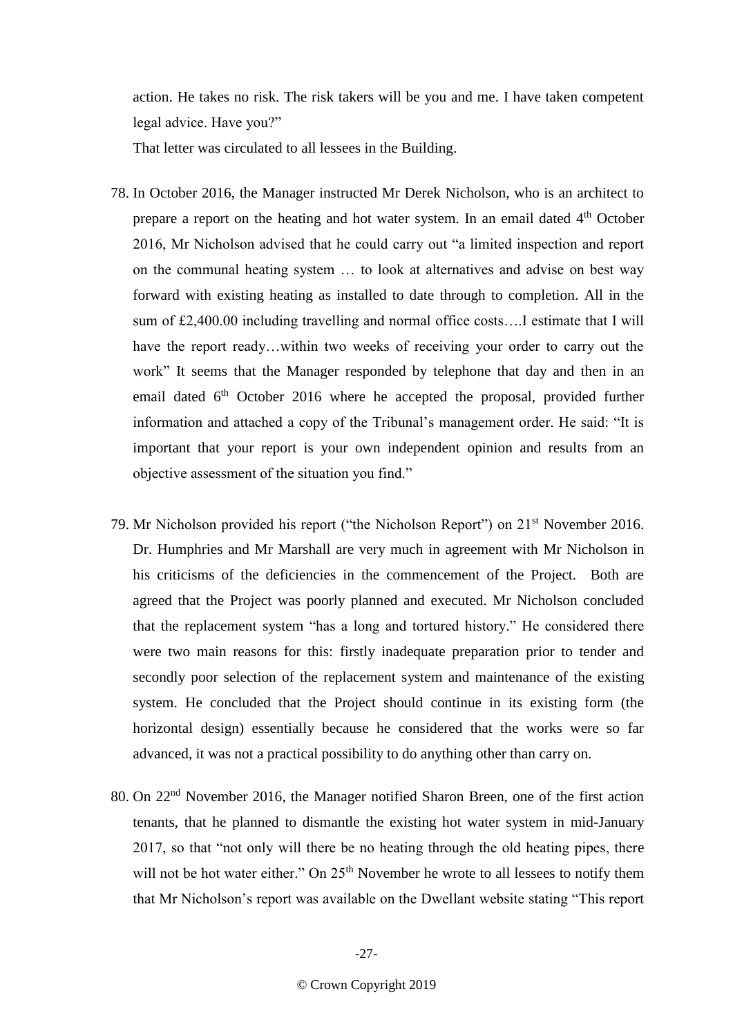action. He takes no risk. The risk takers will be you and me. I have taken competent legal advice. Have you?"

That letter was circulated to all lessees in the Building.

78. In October 2016, the Manager instructed Mr Derek Nicholson, who is an architect to prepare a report on the heating and hot water system. In an email dated 4th October 2016, Mr Nicholson advised that he could carry out "a limited inspection and report on the communal heating system … to look at alternatives and advise on best way forward with existing heating as installed to date through to completion. All in the sum of £2,400.00 including travelling and normal office costs….I estimate that I will have the report ready…within two weeks of receiving your order to carry out the work" It seems that the Manager responded by telephone that day and then in an email dated 6th October 2016 where he accepted the proposal, provided further information and attached a copy of the Tribunal's management order. He said: "It is important that your report is your own independent opinion and results from an objective assessment of the situation you find."

79. Mr Nicholson provided his report ("the Nicholson Report") on 21st November 2016. Dr. Humphries and Mr Marshall are very much in agreement with Mr Nicholson in his criticisms of the deficiencies in the commencement of the Project. Both are agreed that the Project was poorly planned and executed. Mr Nicholson concluded that the replacement system "has a long and tortured history." He considered there were two main reasons for this: firstly inadequate preparation prior to tender and secondly poor selection of the replacement system and maintenance of the existing system. He concluded that the Project should continue in its existing form (the horizontal design) essentially because he considered that the works were so far advanced, it was not a practical possibility to do anything other than carry on.

80. On 22nd November 2016, the Manager notified Sharon Breen, one of the first action tenants, that he planned to dismantle the existing hot water system in mid-January 2017, so that "not only will there be no heating through the old heating pipes, there will not be hot water either." On 25th November he wrote to all lessees to notify them that Mr Nicholson's report was available on the Dwellant website stating "This report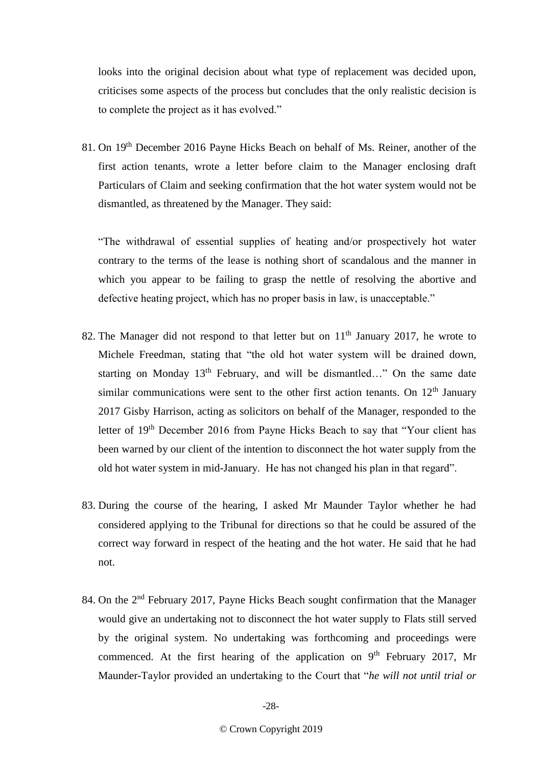looks into the original decision about what type of replacement was decided upon, criticises some aspects of the process but concludes that the only realistic decision is to complete the project as it has evolved."

81. On 19th December 2016 Payne Hicks Beach on behalf of Ms. Reiner, another of the first action tenants, wrote a letter before claim to the Manager enclosing draft Particulars of Claim and seeking confirmation that the hot water system would not be dismantled, as threatened by the Manager. They said:

"The withdrawal of essential supplies of heating and/or prospectively hot water contrary to the terms of the lease is nothing short of scandalous and the manner in which you appear to be failing to grasp the nettle of resolving the abortive and defective heating project, which has no proper basis in law, is unacceptable."

82. The Manager did not respond to that letter but on 11th January 2017, he wrote to Michele Freedman, stating that "the old hot water system will be drained down, starting on Monday 13th February, and will be dismantled…" On the same date similar communications were sent to the other first action tenants. On 12th January 2017 Gisby Harrison, acting as solicitors on behalf of the Manager, responded to the letter of 19th December 2016 from Payne Hicks Beach to say that "Your client has been warned by our client of the intention to disconnect the hot water supply from the old hot water system in mid-January. He has not changed his plan in that regard".

83. During the course of the hearing, I asked Mr Maunder Taylor whether he had considered applying to the Tribunal for directions so that he could be assured of the correct way forward in respect of the heating and the hot water. He said that he had not.

84. On the 2nd February 2017, Payne Hicks Beach sought confirmation that the Manager would give an undertaking not to disconnect the hot water supply to Flats still served by the original system. No undertaking was forthcoming and proceedings were commenced. At the first hearing of the application on 9th February 2017, Mr Maunder-Taylor provided an undertaking to the Court that "*he will not until trial or*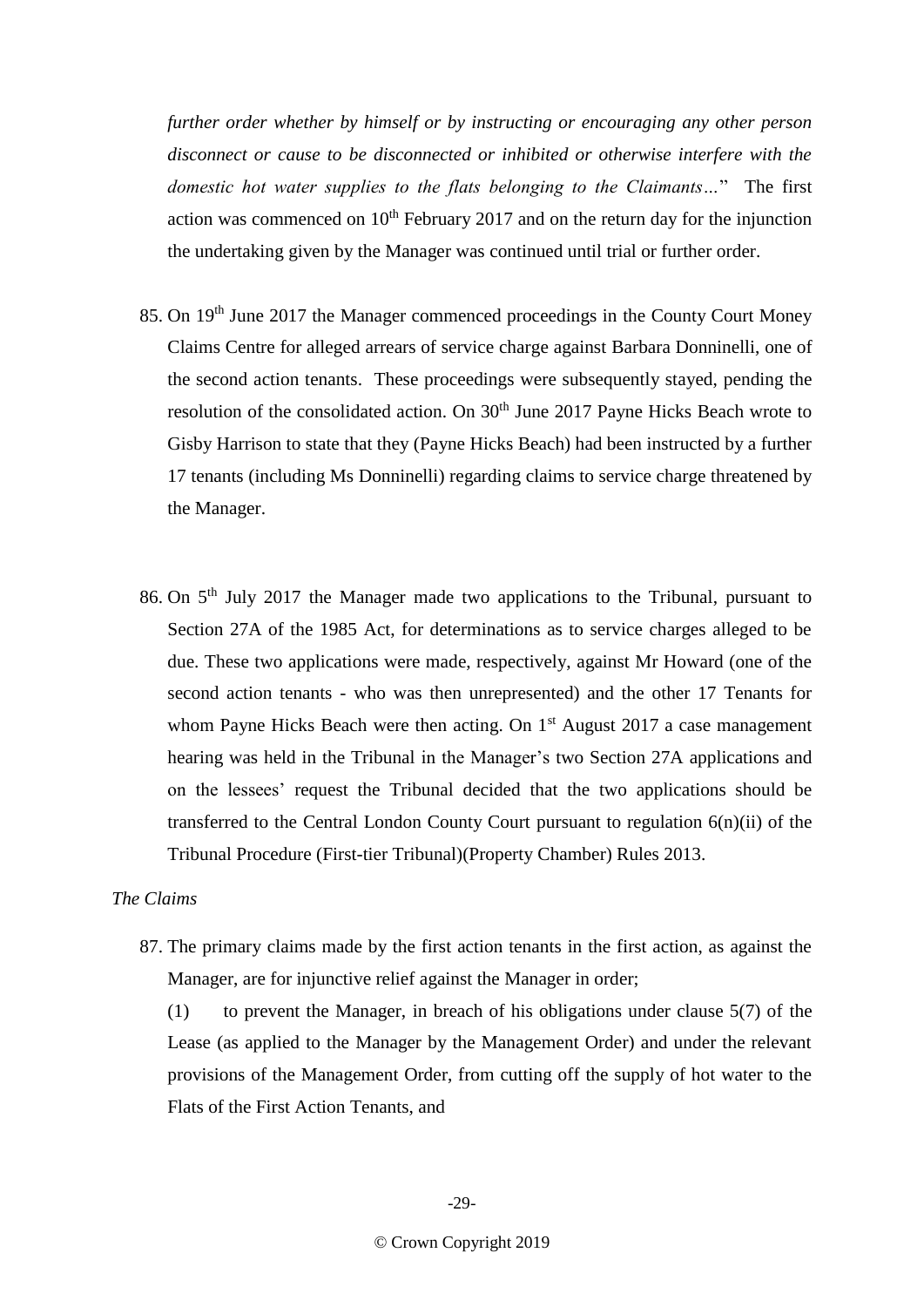*further order whether by himself or by instructing or encouraging any other person disconnect or cause to be disconnected or inhibited or otherwise interfere with the domestic hot water supplies to the flats belonging to the Claimants…*" The first action was commenced on 10th February 2017 and on the return day for the injunction the undertaking given by the Manager was continued until trial or further order.

85. On 19th June 2017 the Manager commenced proceedings in the County Court Money Claims Centre for alleged arrears of service charge against Barbara Donninelli, one of the second action tenants. These proceedings were subsequently stayed, pending the resolution of the consolidated action. On 30th June 2017 Payne Hicks Beach wrote to Gisby Harrison to state that they (Payne Hicks Beach) had been instructed by a further 17 tenants (including Ms Donninelli) regarding claims to service charge threatened by the Manager.

86. On 5th July 2017 the Manager made two applications to the Tribunal, pursuant to Section 27A of the 1985 Act, for determinations as to service charges alleged to be due. These two applications were made, respectively, against Mr Howard (one of the second action tenants - who was then unrepresented) and the other 17 Tenants for whom Payne Hicks Beach were then acting. On 1st August 2017 a case management hearing was held in the Tribunal in the Manager's two Section 27A applications and on the lessees' request the Tribunal decided that the two applications should be transferred to the Central London County Court pursuant to regulation 6(n)(ii) of the Tribunal Procedure (First-tier Tribunal)(Property Chamber) Rules 2013.

*The Claims*

87. The primary claims made by the first action tenants in the first action, as against the Manager, are for injunctive relief against the Manager in order;

    (1) to prevent the Manager, in breach of his obligations under clause 5(7) of the Lease (as applied to the Manager by the Management Order) and under the relevant provisions of the Management Order, from cutting off the supply of hot water to the Flats of the First Action Tenants, and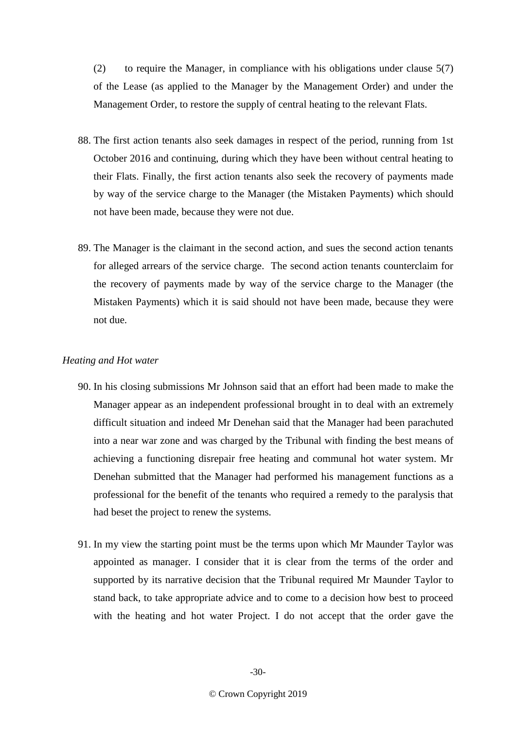(2) to require the Manager, in compliance with his obligations under clause 5(7) of the Lease (as applied to the Manager by the Management Order) and under the Management Order, to restore the supply of central heating to the relevant Flats.

88. The first action tenants also seek damages in respect of the period, running from 1st October 2016 and continuing, during which they have been without central heating to their Flats. Finally, the first action tenants also seek the recovery of payments made by way of the service charge to the Manager (the Mistaken Payments) which should not have been made, because they were not due.

89. The Manager is the claimant in the second action, and sues the second action tenants for alleged arrears of the service charge. The second action tenants counterclaim for the recovery of payments made by way of the service charge to the Manager (the Mistaken Payments) which it is said should not have been made, because they were not due.

*Heating and Hot water*

90. In his closing submissions Mr Johnson said that an effort had been made to make the Manager appear as an independent professional brought in to deal with an extremely difficult situation and indeed Mr Denehan said that the Manager had been parachuted into a near war zone and was charged by the Tribunal with finding the best means of achieving a functioning disrepair free heating and communal hot water system. Mr Denehan submitted that the Manager had performed his management functions as a professional for the benefit of the tenants who required a remedy to the paralysis that had beset the project to renew the systems.

91. In my view the starting point must be the terms upon which Mr Maunder Taylor was appointed as manager. I consider that it is clear from the terms of the order and supported by its narrative decision that the Tribunal required Mr Maunder Taylor to stand back, to take appropriate advice and to come to a decision how best to proceed with the heating and hot water Project. I do not accept that the order gave the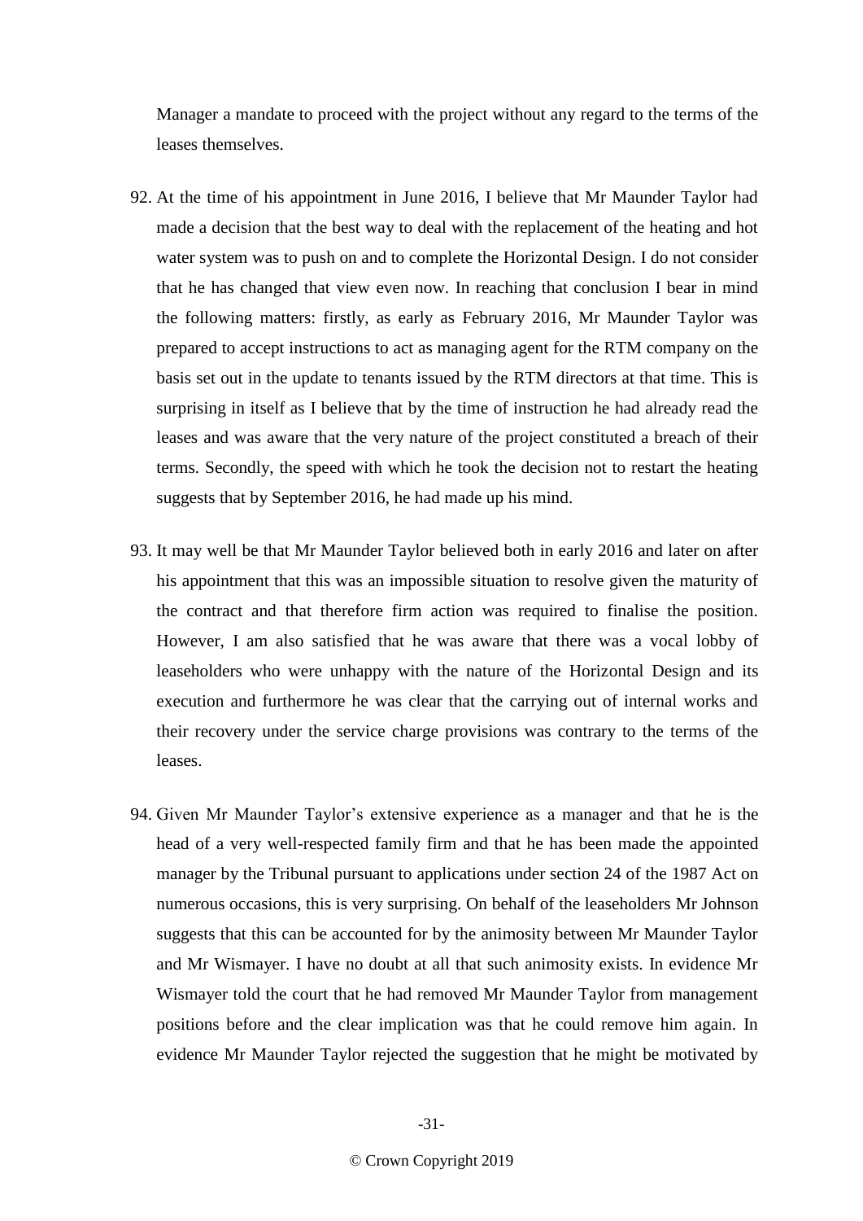Manager a mandate to proceed with the project without any regard to the terms of the leases themselves.

92. At the time of his appointment in June 2016, I believe that Mr Maunder Taylor had made a decision that the best way to deal with the replacement of the heating and hot water system was to push on and to complete the Horizontal Design. I do not consider that he has changed that view even now. In reaching that conclusion I bear in mind the following matters: firstly, as early as February 2016, Mr Maunder Taylor was prepared to accept instructions to act as managing agent for the RTM company on the basis set out in the update to tenants issued by the RTM directors at that time. This is surprising in itself as I believe that by the time of instruction he had already read the leases and was aware that the very nature of the project constituted a breach of their terms. Secondly, the speed with which he took the decision not to restart the heating suggests that by September 2016, he had made up his mind.

93. It may well be that Mr Maunder Taylor believed both in early 2016 and later on after his appointment that this was an impossible situation to resolve given the maturity of the contract and that therefore firm action was required to finalise the position. However, I am also satisfied that he was aware that there was a vocal lobby of leaseholders who were unhappy with the nature of the Horizontal Design and its execution and furthermore he was clear that the carrying out of internal works and their recovery under the service charge provisions was contrary to the terms of the leases.

94. Given Mr Maunder Taylor's extensive experience as a manager and that he is the head of a very well-respected family firm and that he has been made the appointed manager by the Tribunal pursuant to applications under section 24 of the 1987 Act on numerous occasions, this is very surprising. On behalf of the leaseholders Mr Johnson suggests that this can be accounted for by the animosity between Mr Maunder Taylor and Mr Wismayer. I have no doubt at all that such animosity exists. In evidence Mr Wismayer told the court that he had removed Mr Maunder Taylor from management positions before and the clear implication was that he could remove him again. In evidence Mr Maunder Taylor rejected the suggestion that he might be motivated by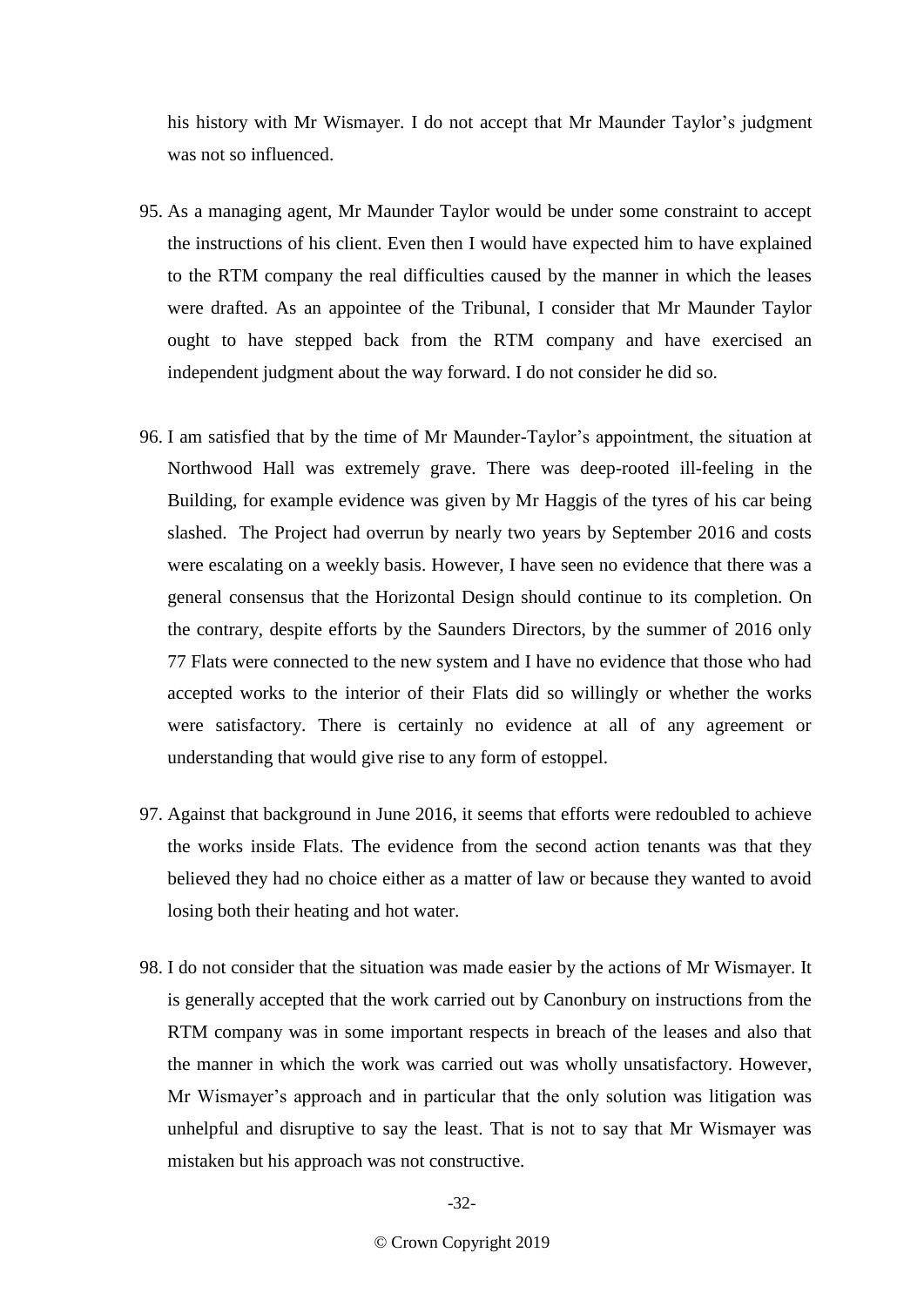his history with Mr Wismayer. I do not accept that Mr Maunder Taylor's judgment was not so influenced.

95. As a managing agent, Mr Maunder Taylor would be under some constraint to accept the instructions of his client. Even then I would have expected him to have explained to the RTM company the real difficulties caused by the manner in which the leases were drafted. As an appointee of the Tribunal, I consider that Mr Maunder Taylor ought to have stepped back from the RTM company and have exercised an independent judgment about the way forward. I do not consider he did so.

96. I am satisfied that by the time of Mr Maunder-Taylor's appointment, the situation at Northwood Hall was extremely grave. There was deep-rooted ill-feeling in the Building, for example evidence was given by Mr Haggis of the tyres of his car being slashed. The Project had overrun by nearly two years by September 2016 and costs were escalating on a weekly basis. However, I have seen no evidence that there was a general consensus that the Horizontal Design should continue to its completion. On the contrary, despite efforts by the Saunders Directors, by the summer of 2016 only 77 Flats were connected to the new system and I have no evidence that those who had accepted works to the interior of their Flats did so willingly or whether the works were satisfactory. There is certainly no evidence at all of any agreement or understanding that would give rise to any form of estoppel.

97. Against that background in June 2016, it seems that efforts were redoubled to achieve the works inside Flats. The evidence from the second action tenants was that they believed they had no choice either as a matter of law or because they wanted to avoid losing both their heating and hot water.

98. I do not consider that the situation was made easier by the actions of Mr Wismayer. It is generally accepted that the work carried out by Canonbury on instructions from the RTM company was in some important respects in breach of the leases and also that the manner in which the work was carried out was wholly unsatisfactory. However, Mr Wismayer's approach and in particular that the only solution was litigation was unhelpful and disruptive to say the least. That is not to say that Mr Wismayer was mistaken but his approach was not constructive.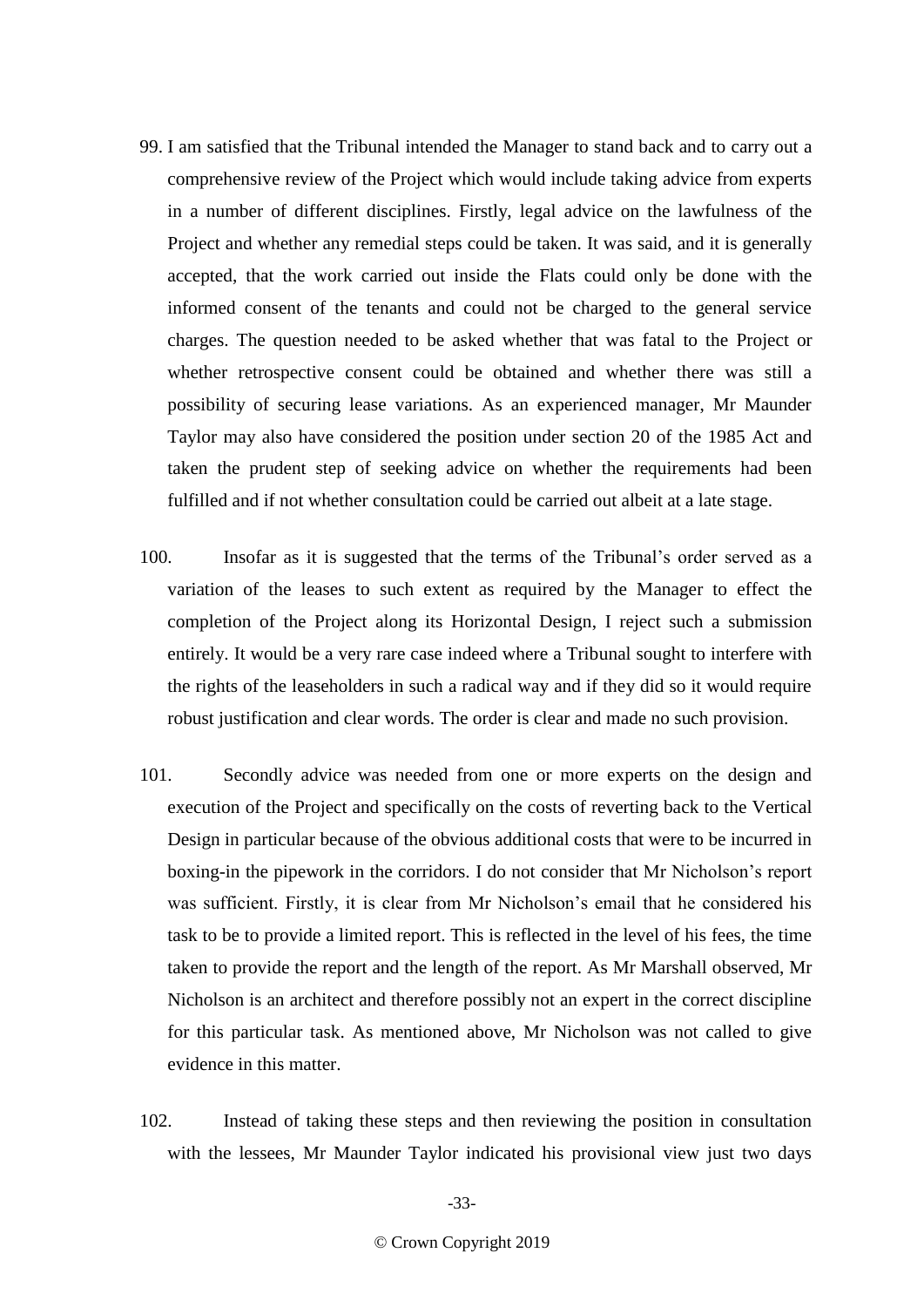99. I am satisfied that the Tribunal intended the Manager to stand back and to carry out a comprehensive review of the Project which would include taking advice from experts in a number of different disciplines. Firstly, legal advice on the lawfulness of the Project and whether any remedial steps could be taken. It was said, and it is generally accepted, that the work carried out inside the Flats could only be done with the informed consent of the tenants and could not be charged to the general service charges. The question needed to be asked whether that was fatal to the Project or whether retrospective consent could be obtained and whether there was still a possibility of securing lease variations. As an experienced manager, Mr Maunder Taylor may also have considered the position under section 20 of the 1985 Act and taken the prudent step of seeking advice on whether the requirements had been fulfilled and if not whether consultation could be carried out albeit at a late stage.

100. Insofar as it is suggested that the terms of the Tribunal's order served as a variation of the leases to such extent as required by the Manager to effect the completion of the Project along its Horizontal Design, I reject such a submission entirely. It would be a very rare case indeed where a Tribunal sought to interfere with the rights of the leaseholders in such a radical way and if they did so it would require robust justification and clear words. The order is clear and made no such provision.

101. Secondly advice was needed from one or more experts on the design and execution of the Project and specifically on the costs of reverting back to the Vertical Design in particular because of the obvious additional costs that were to be incurred in boxing-in the pipework in the corridors. I do not consider that Mr Nicholson's report was sufficient. Firstly, it is clear from Mr Nicholson's email that he considered his task to be to provide a limited report. This is reflected in the level of his fees, the time taken to provide the report and the length of the report. As Mr Marshall observed, Mr Nicholson is an architect and therefore possibly not an expert in the correct discipline for this particular task. As mentioned above, Mr Nicholson was not called to give evidence in this matter.

102. Instead of taking these steps and then reviewing the position in consultation with the lessees, Mr Maunder Taylor indicated his provisional view just two days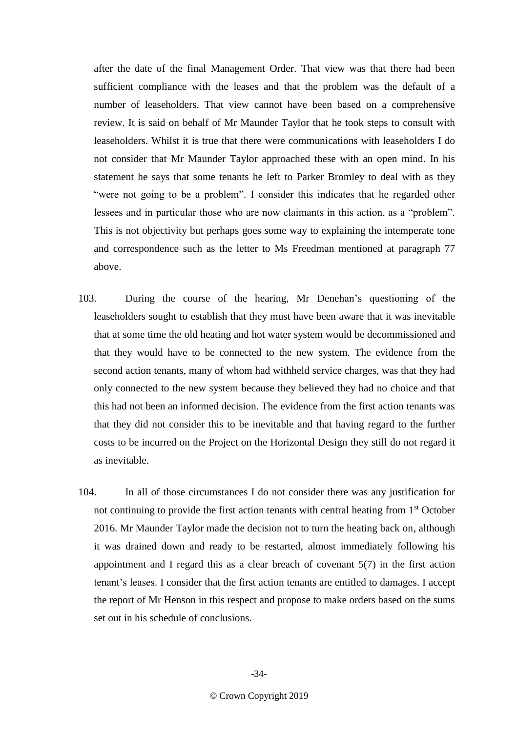after the date of the final Management Order. That view was that there had been sufficient compliance with the leases and that the problem was the default of a number of leaseholders. That view cannot have been based on a comprehensive review. It is said on behalf of Mr Maunder Taylor that he took steps to consult with leaseholders. Whilst it is true that there were communications with leaseholders I do not consider that Mr Maunder Taylor approached these with an open mind. In his statement he says that some tenants he left to Parker Bromley to deal with as they "were not going to be a problem". I consider this indicates that he regarded other lessees and in particular those who are now claimants in this action, as a "problem". This is not objectivity but perhaps goes some way to explaining the intemperate tone and correspondence such as the letter to Ms Freedman mentioned at paragraph 77 above.

103. During the course of the hearing, Mr Denehan's questioning of the leaseholders sought to establish that they must have been aware that it was inevitable that at some time the old heating and hot water system would be decommissioned and that they would have to be connected to the new system. The evidence from the second action tenants, many of whom had withheld service charges, was that they had only connected to the new system because they believed they had no choice and that this had not been an informed decision. The evidence from the first action tenants was that they did not consider this to be inevitable and that having regard to the further costs to be incurred on the Project on the Horizontal Design they still do not regard it as inevitable.

104. In all of those circumstances I do not consider there was any justification for not continuing to provide the first action tenants with central heating from 1st October 2016. Mr Maunder Taylor made the decision not to turn the heating back on, although it was drained down and ready to be restarted, almost immediately following his appointment and I regard this as a clear breach of covenant 5(7) in the first action tenant's leases. I consider that the first action tenants are entitled to damages. I accept the report of Mr Henson in this respect and propose to make orders based on the sums set out in his schedule of conclusions.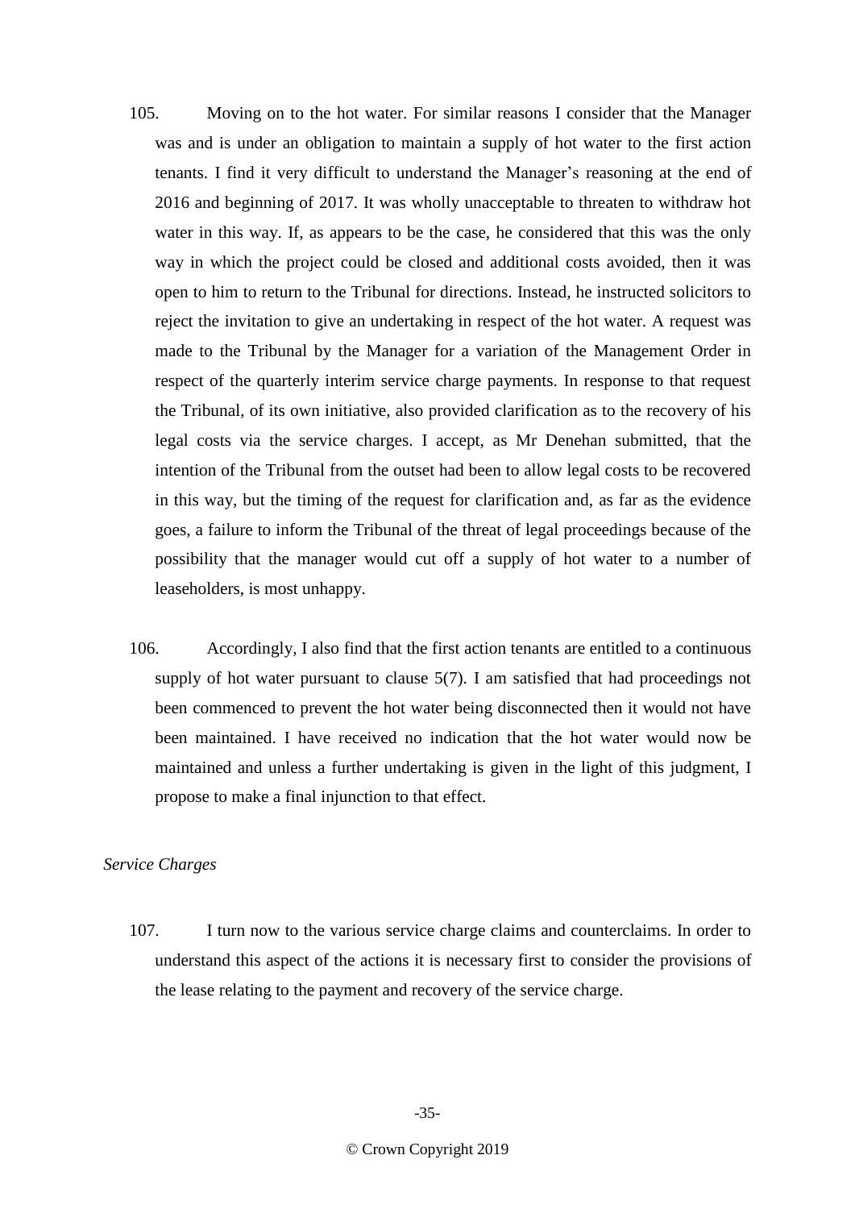105. Moving on to the hot water. For similar reasons I consider that the Manager was and is under an obligation to maintain a supply of hot water to the first action tenants. I find it very difficult to understand the Manager's reasoning at the end of 2016 and beginning of 2017. It was wholly unacceptable to threaten to withdraw hot water in this way. If, as appears to be the case, he considered that this was the only way in which the project could be closed and additional costs avoided, then it was open to him to return to the Tribunal for directions. Instead, he instructed solicitors to reject the invitation to give an undertaking in respect of the hot water. A request was made to the Tribunal by the Manager for a variation of the Management Order in respect of the quarterly interim service charge payments. In response to that request the Tribunal, of its own initiative, also provided clarification as to the recovery of his legal costs via the service charges. I accept, as Mr Denehan submitted, that the intention of the Tribunal from the outset had been to allow legal costs to be recovered in this way, but the timing of the request for clarification and, as far as the evidence goes, a failure to inform the Tribunal of the threat of legal proceedings because of the possibility that the manager would cut off a supply of hot water to a number of leaseholders, is most unhappy.

106. Accordingly, I also find that the first action tenants are entitled to a continuous supply of hot water pursuant to clause 5(7). I am satisfied that had proceedings not been commenced to prevent the hot water being disconnected then it would not have been maintained. I have received no indication that the hot water would now be maintained and unless a further undertaking is given in the light of this judgment, I propose to make a final injunction to that effect.

*Service Charges*

107. I turn now to the various service charge claims and counterclaims. In order to understand this aspect of the actions it is necessary first to consider the provisions of the lease relating to the payment and recovery of the service charge.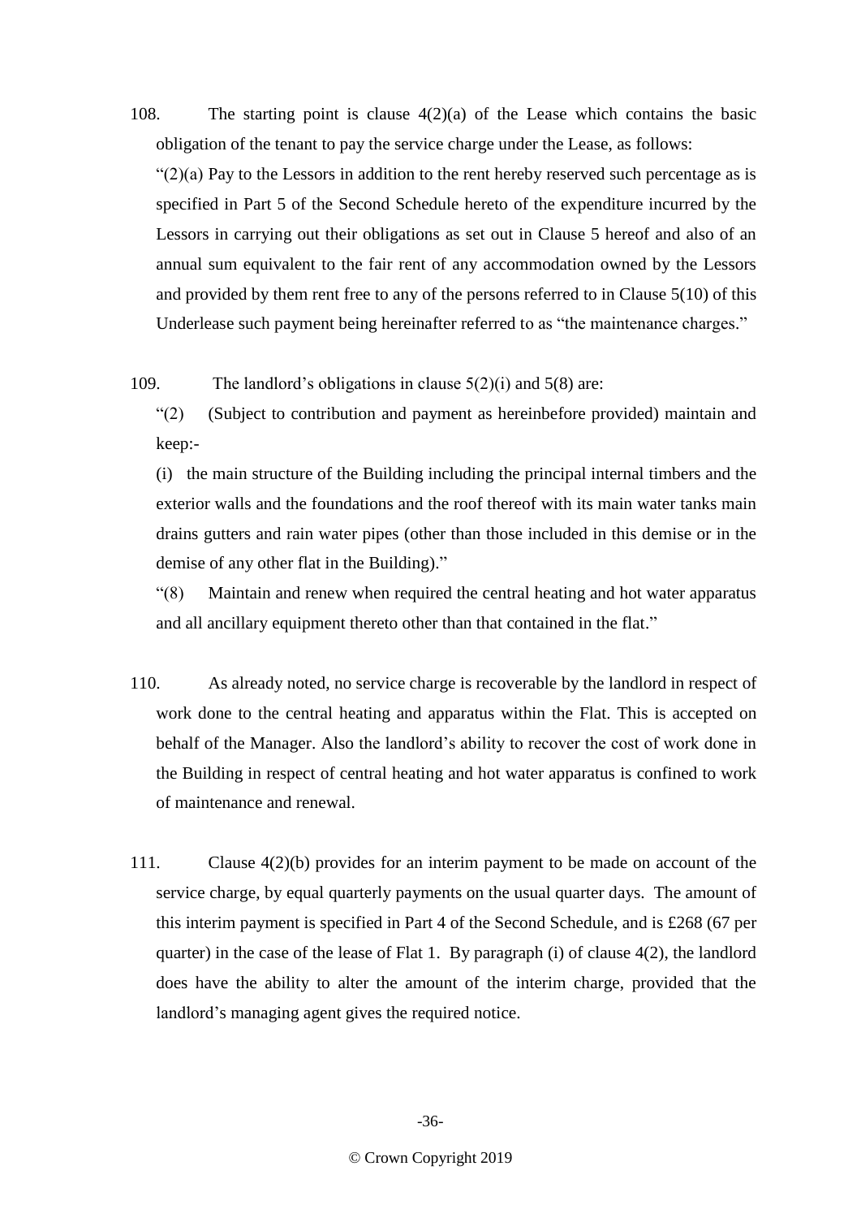108. The starting point is clause 4(2)(a) of the Lease which contains the basic obligation of the tenant to pay the service charge under the Lease, as follows:

"(2)(a) Pay to the Lessors in addition to the rent hereby reserved such percentage as is specified in Part 5 of the Second Schedule hereto of the expenditure incurred by the Lessors in carrying out their obligations as set out in Clause 5 hereof and also of an annual sum equivalent to the fair rent of any accommodation owned by the Lessors and provided by them rent free to any of the persons referred to in Clause 5(10) of this Underlease such payment being hereinafter referred to as "the maintenance charges."

109. The landlord's obligations in clause 5(2)(i) and 5(8) are:

"(2) (Subject to contribution and payment as hereinbefore provided) maintain and keep:-

(i) the main structure of the Building including the principal internal timbers and the exterior walls and the foundations and the roof thereof with its main water tanks main drains gutters and rain water pipes (other than those included in this demise or in the demise of any other flat in the Building)."

"(8) Maintain and renew when required the central heating and hot water apparatus and all ancillary equipment thereto other than that contained in the flat."

110. As already noted, no service charge is recoverable by the landlord in respect of work done to the central heating and apparatus within the Flat. This is accepted on behalf of the Manager. Also the landlord's ability to recover the cost of work done in the Building in respect of central heating and hot water apparatus is confined to work of maintenance and renewal.

111. Clause 4(2)(b) provides for an interim payment to be made on account of the service charge, by equal quarterly payments on the usual quarter days. The amount of this interim payment is specified in Part 4 of the Second Schedule, and is £268 (67 per quarter) in the case of the lease of Flat 1. By paragraph (i) of clause 4(2), the landlord does have the ability to alter the amount of the interim charge, provided that the landlord's managing agent gives the required notice.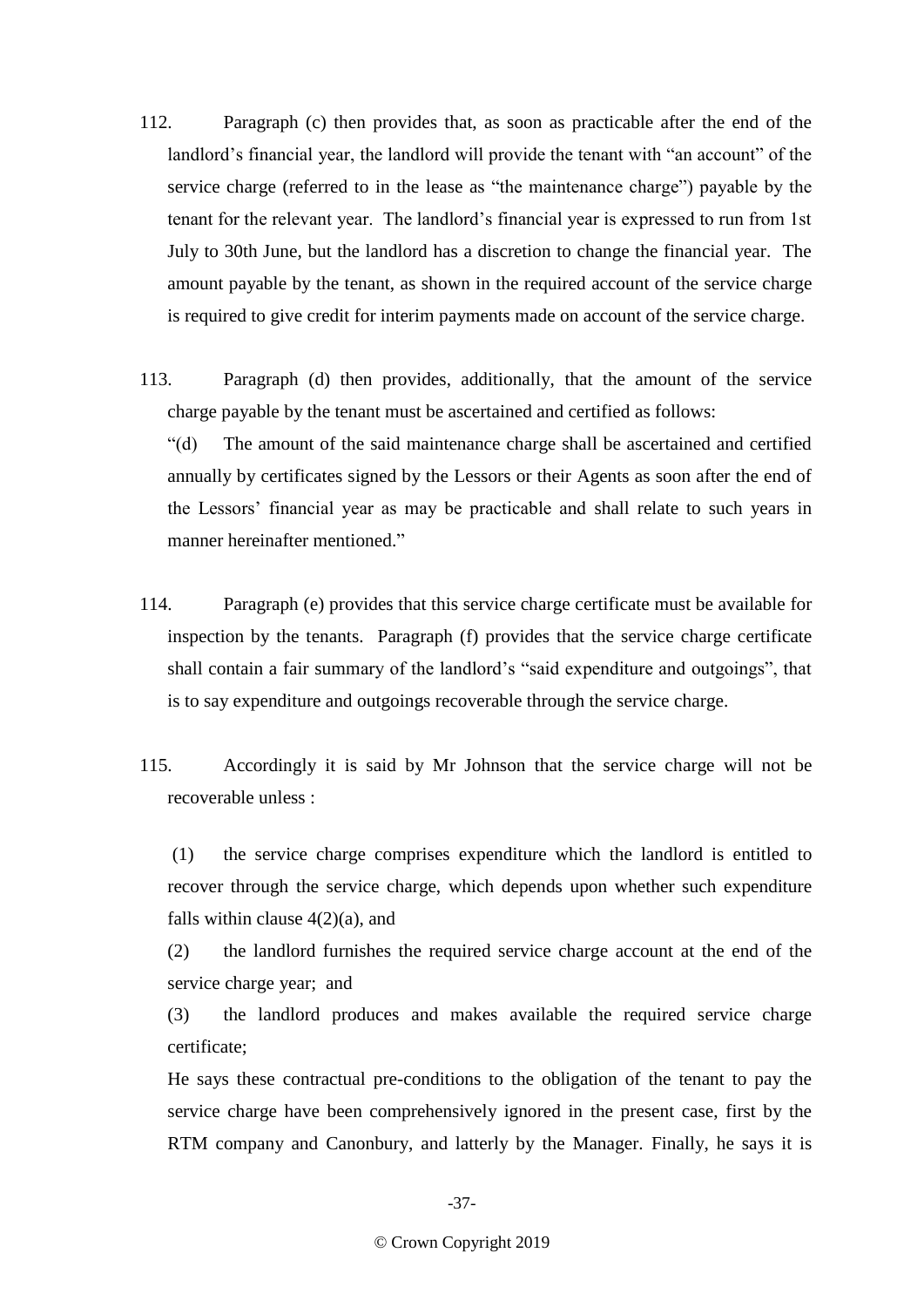112. Paragraph (c) then provides that, as soon as practicable after the end of the landlord's financial year, the landlord will provide the tenant with "an account" of the service charge (referred to in the lease as "the maintenance charge") payable by the tenant for the relevant year. The landlord's financial year is expressed to run from 1st July to 30th June, but the landlord has a discretion to change the financial year. The amount payable by the tenant, as shown in the required account of the service charge is required to give credit for interim payments made on account of the service charge.

113. Paragraph (d) then provides, additionally, that the amount of the service charge payable by the tenant must be ascertained and certified as follows:

"(d) The amount of the said maintenance charge shall be ascertained and certified annually by certificates signed by the Lessors or their Agents as soon after the end of the Lessors' financial year as may be practicable and shall relate to such years in manner hereinafter mentioned."

114. Paragraph (e) provides that this service charge certificate must be available for inspection by the tenants. Paragraph (f) provides that the service charge certificate shall contain a fair summary of the landlord's "said expenditure and outgoings", that is to say expenditure and outgoings recoverable through the service charge.

115. Accordingly it is said by Mr Johnson that the service charge will not be recoverable unless :

(1) the service charge comprises expenditure which the landlord is entitled to recover through the service charge, which depends upon whether such expenditure falls within clause 4(2)(a), and

(2) the landlord furnishes the required service charge account at the end of the service charge year; and

(3) the landlord produces and makes available the required service charge certificate;

He says these contractual pre-conditions to the obligation of the tenant to pay the service charge have been comprehensively ignored in the present case, first by the RTM company and Canonbury, and latterly by the Manager. Finally, he says it is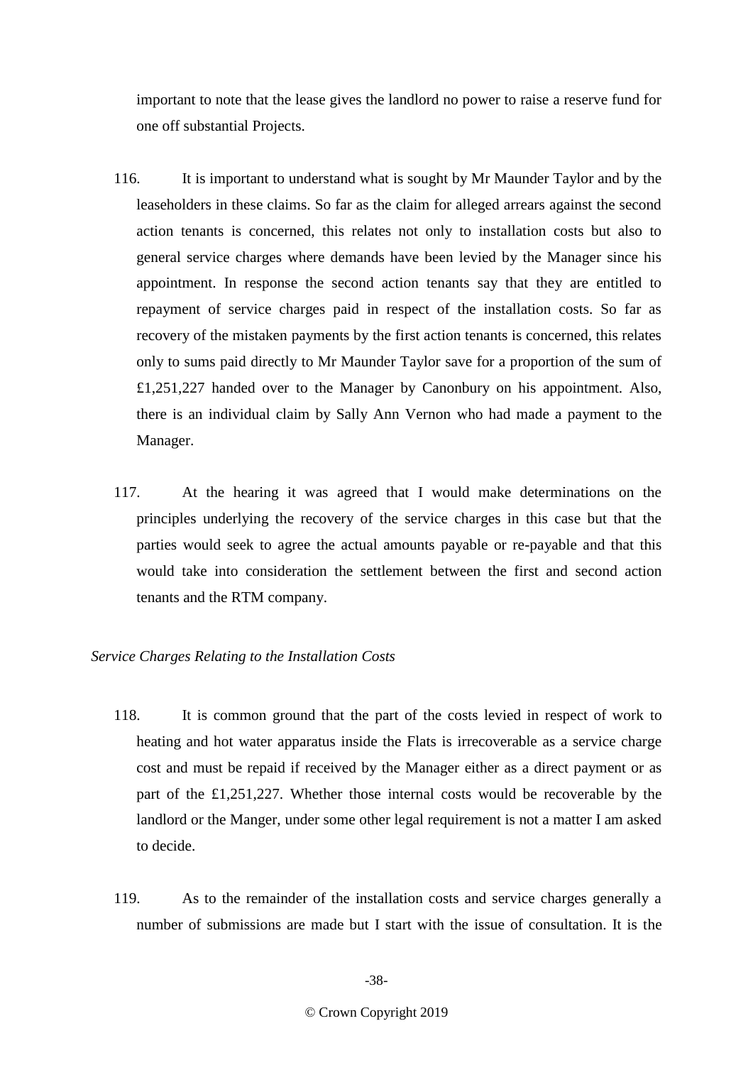important to note that the lease gives the landlord no power to raise a reserve fund for one off substantial Projects.

116. It is important to understand what is sought by Mr Maunder Taylor and by the leaseholders in these claims. So far as the claim for alleged arrears against the second action tenants is concerned, this relates not only to installation costs but also to general service charges where demands have been levied by the Manager since his appointment. In response the second action tenants say that they are entitled to repayment of service charges paid in respect of the installation costs. So far as recovery of the mistaken payments by the first action tenants is concerned, this relates only to sums paid directly to Mr Maunder Taylor save for a proportion of the sum of £1,251,227 handed over to the Manager by Canonbury on his appointment. Also, there is an individual claim by Sally Ann Vernon who had made a payment to the Manager.

117. At the hearing it was agreed that I would make determinations on the principles underlying the recovery of the service charges in this case but that the parties would seek to agree the actual amounts payable or re-payable and that this would take into consideration the settlement between the first and second action tenants and the RTM company.

*Service Charges Relating to the Installation Costs*

118. It is common ground that the part of the costs levied in respect of work to heating and hot water apparatus inside the Flats is irrecoverable as a service charge cost and must be repaid if received by the Manager either as a direct payment or as part of the £1,251,227. Whether those internal costs would be recoverable by the landlord or the Manger, under some other legal requirement is not a matter I am asked to decide.

119. As to the remainder of the installation costs and service charges generally a number of submissions are made but I start with the issue of consultation. It is the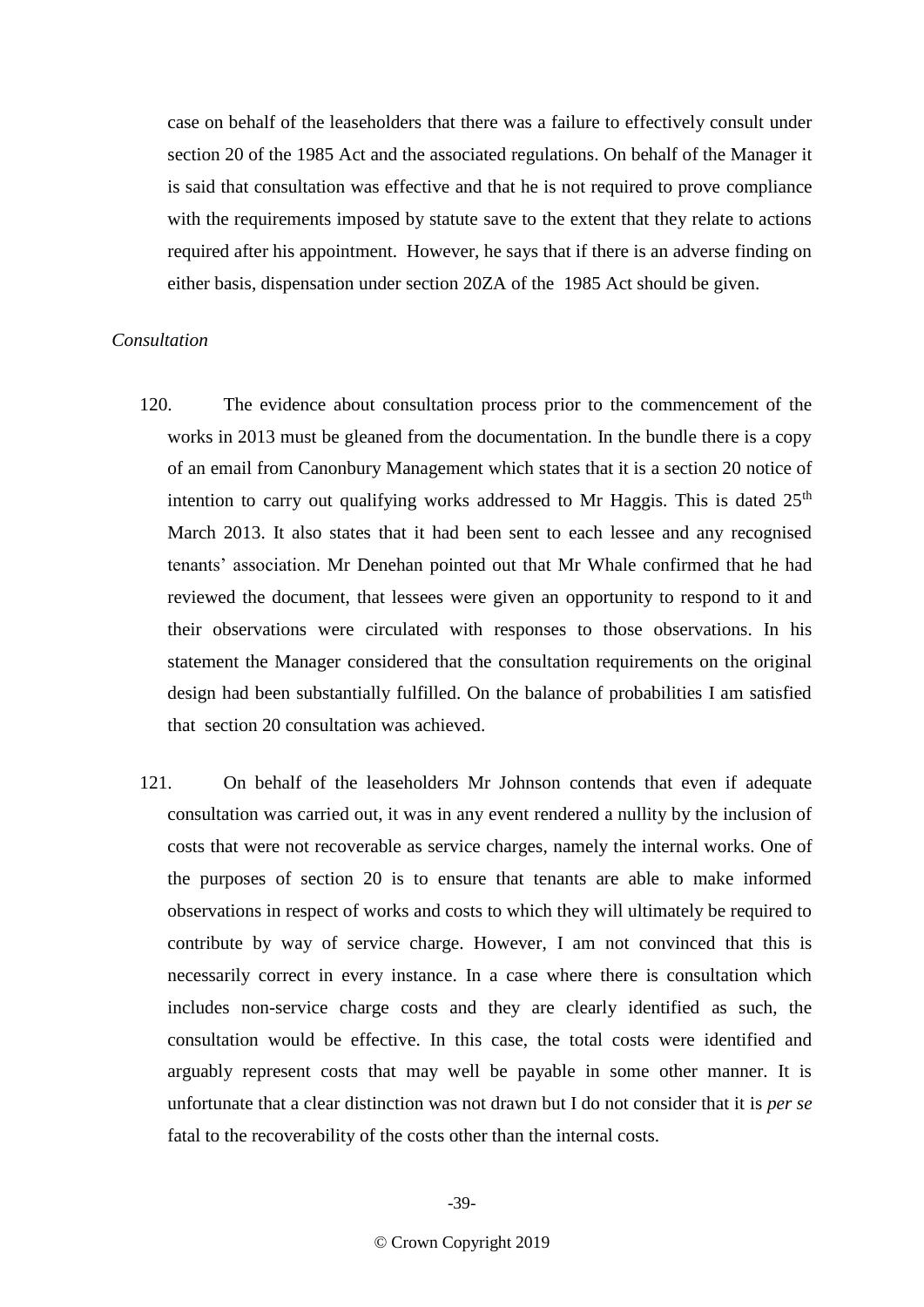case on behalf of the leaseholders that there was a failure to effectively consult under section 20 of the 1985 Act and the associated regulations. On behalf of the Manager it is said that consultation was effective and that he is not required to prove compliance with the requirements imposed by statute save to the extent that they relate to actions required after his appointment. However, he says that if there is an adverse finding on either basis, dispensation under section 20ZA of the 1985 Act should be given.

*Consultation*

120. The evidence about consultation process prior to the commencement of the works in 2013 must be gleaned from the documentation. In the bundle there is a copy of an email from Canonbury Management which states that it is a section 20 notice of intention to carry out qualifying works addressed to Mr Haggis. This is dated 25th March 2013. It also states that it had been sent to each lessee and any recognised tenants' association. Mr Denehan pointed out that Mr Whale confirmed that he had reviewed the document, that lessees were given an opportunity to respond to it and their observations were circulated with responses to those observations. In his statement the Manager considered that the consultation requirements on the original design had been substantially fulfilled. On the balance of probabilities I am satisfied that section 20 consultation was achieved.

121. On behalf of the leaseholders Mr Johnson contends that even if adequate consultation was carried out, it was in any event rendered a nullity by the inclusion of costs that were not recoverable as service charges, namely the internal works. One of the purposes of section 20 is to ensure that tenants are able to make informed observations in respect of works and costs to which they will ultimately be required to contribute by way of service charge. However, I am not convinced that this is necessarily correct in every instance. In a case where there is consultation which includes non-service charge costs and they are clearly identified as such, the consultation would be effective. In this case, the total costs were identified and arguably represent costs that may well be payable in some other manner. It is unfortunate that a clear distinction was not drawn but I do not consider that it is *per se* fatal to the recoverability of the costs other than the internal costs.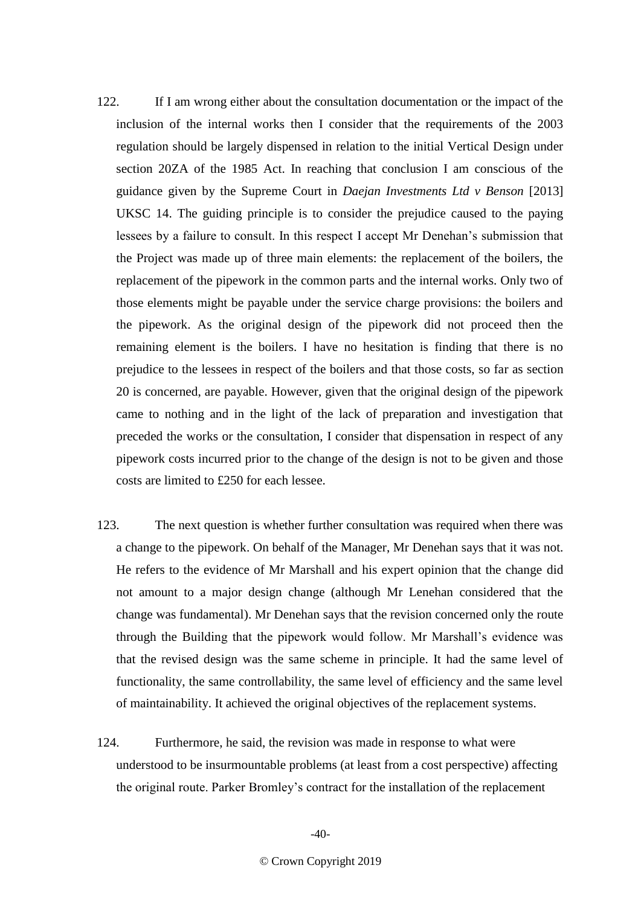122. If I am wrong either about the consultation documentation or the impact of the inclusion of the internal works then I consider that the requirements of the 2003 regulation should be largely dispensed in relation to the initial Vertical Design under section 20ZA of the 1985 Act. In reaching that conclusion I am conscious of the guidance given by the Supreme Court in *Daejan Investments Ltd v Benson* [2013] UKSC 14. The guiding principle is to consider the prejudice caused to the paying lessees by a failure to consult. In this respect I accept Mr Denehan's submission that the Project was made up of three main elements: the replacement of the boilers, the replacement of the pipework in the common parts and the internal works. Only two of those elements might be payable under the service charge provisions: the boilers and the pipework. As the original design of the pipework did not proceed then the remaining element is the boilers. I have no hesitation is finding that there is no prejudice to the lessees in respect of the boilers and that those costs, so far as section 20 is concerned, are payable. However, given that the original design of the pipework came to nothing and in the light of the lack of preparation and investigation that preceded the works or the consultation, I consider that dispensation in respect of any pipework costs incurred prior to the change of the design is not to be given and those costs are limited to £250 for each lessee.

123. The next question is whether further consultation was required when there was a change to the pipework. On behalf of the Manager, Mr Denehan says that it was not. He refers to the evidence of Mr Marshall and his expert opinion that the change did not amount to a major design change (although Mr Lenehan considered that the change was fundamental). Mr Denehan says that the revision concerned only the route through the Building that the pipework would follow. Mr Marshall's evidence was that the revised design was the same scheme in principle. It had the same level of functionality, the same controllability, the same level of efficiency and the same level of maintainability. It achieved the original objectives of the replacement systems.

124. Furthermore, he said, the revision was made in response to what were understood to be insurmountable problems (at least from a cost perspective) affecting the original route. Parker Bromley's contract for the installation of the replacement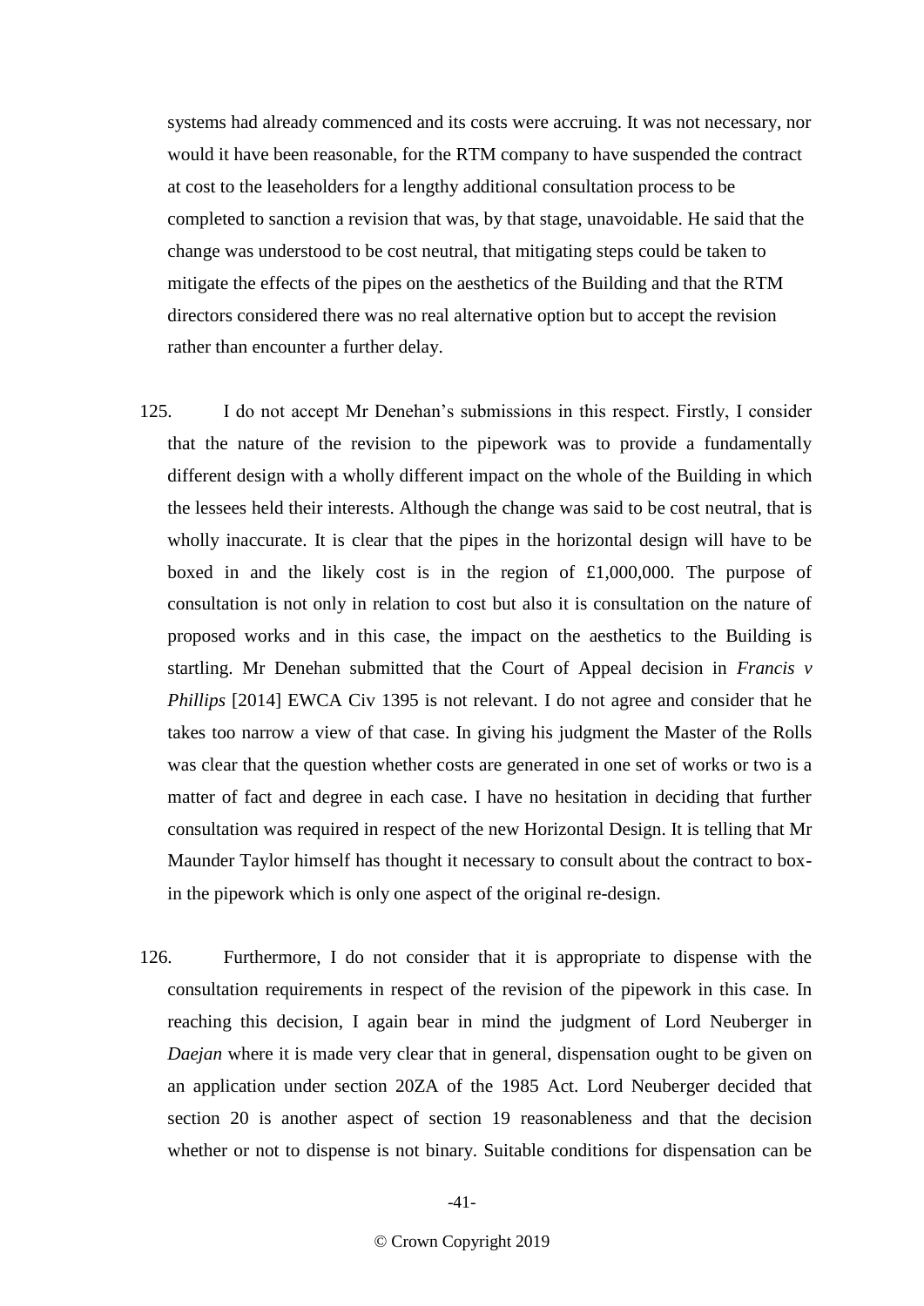systems had already commenced and its costs were accruing. It was not necessary, nor would it have been reasonable, for the RTM company to have suspended the contract at cost to the leaseholders for a lengthy additional consultation process to be completed to sanction a revision that was, by that stage, unavoidable. He said that the change was understood to be cost neutral, that mitigating steps could be taken to mitigate the effects of the pipes on the aesthetics of the Building and that the RTM directors considered there was no real alternative option but to accept the revision rather than encounter a further delay.

125. I do not accept Mr Denehan's submissions in this respect. Firstly, I consider that the nature of the revision to the pipework was to provide a fundamentally different design with a wholly different impact on the whole of the Building in which the lessees held their interests. Although the change was said to be cost neutral, that is wholly inaccurate. It is clear that the pipes in the horizontal design will have to be boxed in and the likely cost is in the region of £1,000,000. The purpose of consultation is not only in relation to cost but also it is consultation on the nature of proposed works and in this case, the impact on the aesthetics to the Building is startling. Mr Denehan submitted that the Court of Appeal decision in *Francis v Phillips* [2014] EWCA Civ 1395 is not relevant. I do not agree and consider that he takes too narrow a view of that case. In giving his judgment the Master of the Rolls was clear that the question whether costs are generated in one set of works or two is a matter of fact and degree in each case. I have no hesitation in deciding that further consultation was required in respect of the new Horizontal Design. It is telling that Mr Maunder Taylor himself has thought it necessary to consult about the contract to box-in the pipework which is only one aspect of the original re-design.

126. Furthermore, I do not consider that it is appropriate to dispense with the consultation requirements in respect of the revision of the pipework in this case. In reaching this decision, I again bear in mind the judgment of Lord Neuberger in *Daejan* where it is made very clear that in general, dispensation ought to be given on an application under section 20ZA of the 1985 Act. Lord Neuberger decided that section 20 is another aspect of section 19 reasonableness and that the decision whether or not to dispense is not binary. Suitable conditions for dispensation can be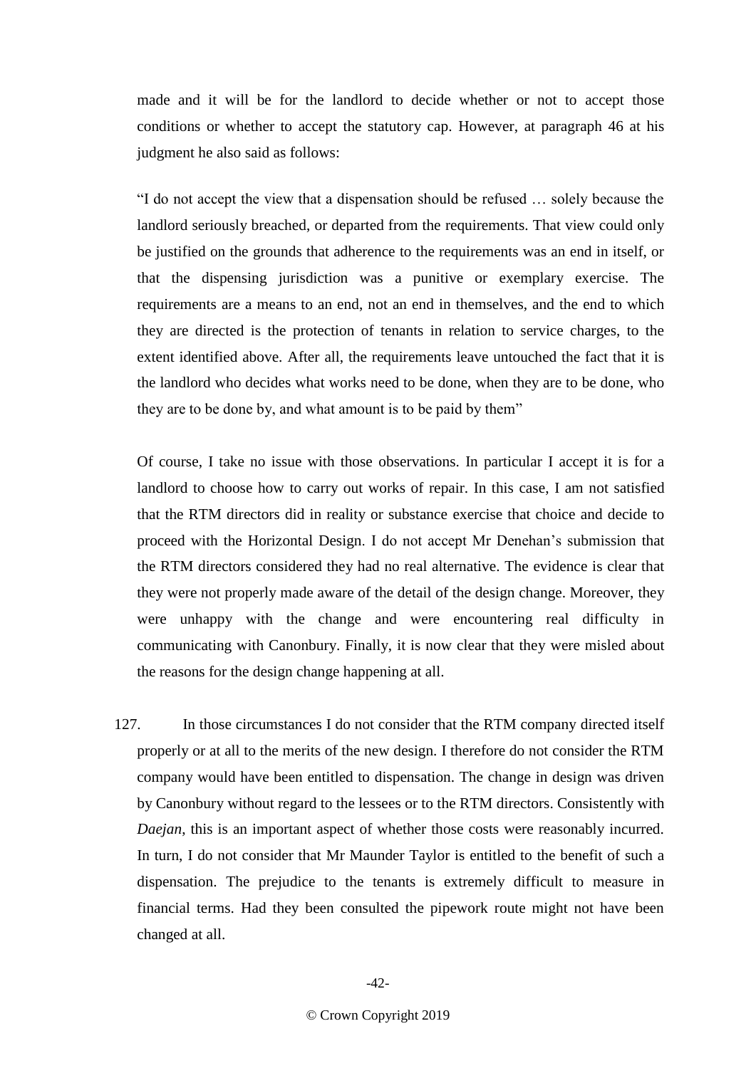made and it will be for the landlord to decide whether or not to accept those conditions or whether to accept the statutory cap. However, at paragraph 46 at his judgment he also said as follows:

> "I do not accept the view that a dispensation should be refused … solely because the landlord seriously breached, or departed from the requirements. That view could only be justified on the grounds that adherence to the requirements was an end in itself, or that the dispensing jurisdiction was a punitive or exemplary exercise. The requirements are a means to an end, not an end in themselves, and the end to which they are directed is the protection of tenants in relation to service charges, to the extent identified above. After all, the requirements leave untouched the fact that it is the landlord who decides what works need to be done, when they are to be done, who they are to be done by, and what amount is to be paid by them"

Of course, I take no issue with those observations. In particular I accept it is for a landlord to choose how to carry out works of repair. In this case, I am not satisfied that the RTM directors did in reality or substance exercise that choice and decide to proceed with the Horizontal Design. I do not accept Mr Denehan's submission that the RTM directors considered they had no real alternative. The evidence is clear that they were not properly made aware of the detail of the design change. Moreover, they were unhappy with the change and were encountering real difficulty in communicating with Canonbury. Finally, it is now clear that they were misled about the reasons for the design change happening at all.

127. In those circumstances I do not consider that the RTM company directed itself properly or at all to the merits of the new design. I therefore do not consider the RTM company would have been entitled to dispensation. The change in design was driven by Canonbury without regard to the lessees or to the RTM directors. Consistently with *Daejan*, this is an important aspect of whether those costs were reasonably incurred. In turn, I do not consider that Mr Maunder Taylor is entitled to the benefit of such a dispensation. The prejudice to the tenants is extremely difficult to measure in financial terms. Had they been consulted the pipework route might not have been changed at all.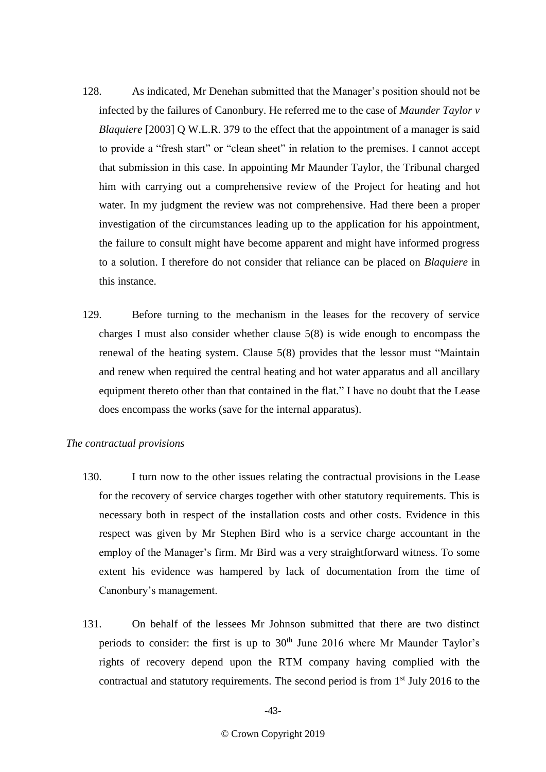128. As indicated, Mr Denehan submitted that the Manager's position should not be infected by the failures of Canonbury. He referred me to the case of *Maunder Taylor v Blaquiere* [2003] Q W.L.R. 379 to the effect that the appointment of a manager is said to provide a "fresh start" or "clean sheet" in relation to the premises. I cannot accept that submission in this case. In appointing Mr Maunder Taylor, the Tribunal charged him with carrying out a comprehensive review of the Project for heating and hot water. In my judgment the review was not comprehensive. Had there been a proper investigation of the circumstances leading up to the application for his appointment, the failure to consult might have become apparent and might have informed progress to a solution. I therefore do not consider that reliance can be placed on *Blaquiere* in this instance.

129. Before turning to the mechanism in the leases for the recovery of service charges I must also consider whether clause 5(8) is wide enough to encompass the renewal of the heating system. Clause 5(8) provides that the lessor must "Maintain and renew when required the central heating and hot water apparatus and all ancillary equipment thereto other than that contained in the flat." I have no doubt that the Lease does encompass the works (save for the internal apparatus).

*The contractual provisions*

130. I turn now to the other issues relating the contractual provisions in the Lease for the recovery of service charges together with other statutory requirements. This is necessary both in respect of the installation costs and other costs. Evidence in this respect was given by Mr Stephen Bird who is a service charge accountant in the employ of the Manager's firm. Mr Bird was a very straightforward witness. To some extent his evidence was hampered by lack of documentation from the time of Canonbury's management.

131. On behalf of the lessees Mr Johnson submitted that there are two distinct periods to consider: the first is up to 30th June 2016 where Mr Maunder Taylor's rights of recovery depend upon the RTM company having complied with the contractual and statutory requirements. The second period is from 1st July 2016 to the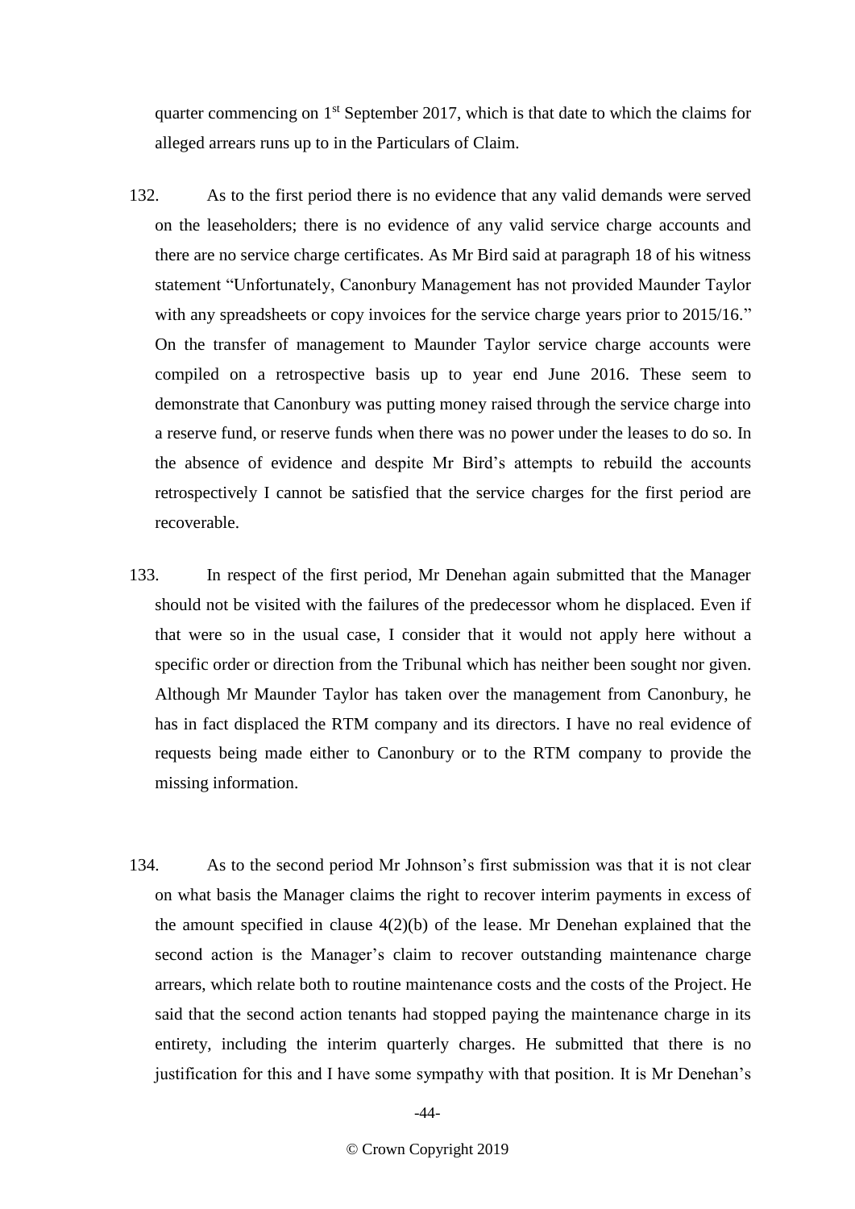quarter commencing on 1st September 2017, which is that date to which the claims for alleged arrears runs up to in the Particulars of Claim.

132. As to the first period there is no evidence that any valid demands were served on the leaseholders; there is no evidence of any valid service charge accounts and there are no service charge certificates. As Mr Bird said at paragraph 18 of his witness statement "Unfortunately, Canonbury Management has not provided Maunder Taylor with any spreadsheets or copy invoices for the service charge years prior to 2015/16." On the transfer of management to Maunder Taylor service charge accounts were compiled on a retrospective basis up to year end June 2016. These seem to demonstrate that Canonbury was putting money raised through the service charge into a reserve fund, or reserve funds when there was no power under the leases to do so. In the absence of evidence and despite Mr Bird's attempts to rebuild the accounts retrospectively I cannot be satisfied that the service charges for the first period are recoverable.

133. In respect of the first period, Mr Denehan again submitted that the Manager should not be visited with the failures of the predecessor whom he displaced. Even if that were so in the usual case, I consider that it would not apply here without a specific order or direction from the Tribunal which has neither been sought nor given. Although Mr Maunder Taylor has taken over the management from Canonbury, he has in fact displaced the RTM company and its directors. I have no real evidence of requests being made either to Canonbury or to the RTM company to provide the missing information.

134. As to the second period Mr Johnson's first submission was that it is not clear on what basis the Manager claims the right to recover interim payments in excess of the amount specified in clause 4(2)(b) of the lease. Mr Denehan explained that the second action is the Manager's claim to recover outstanding maintenance charge arrears, which relate both to routine maintenance costs and the costs of the Project. He said that the second action tenants had stopped paying the maintenance charge in its entirety, including the interim quarterly charges. He submitted that there is no justification for this and I have some sympathy with that position. It is Mr Denehan's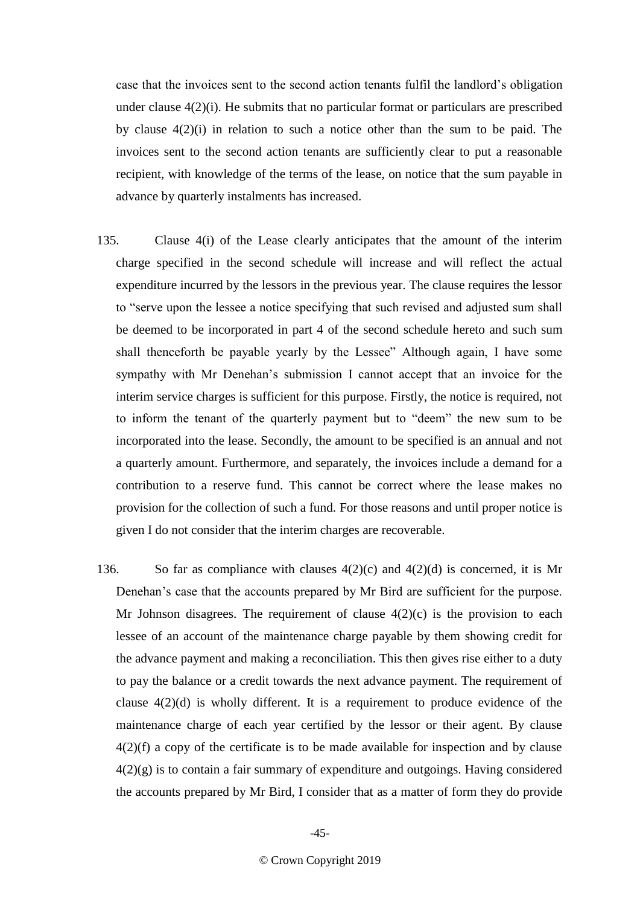case that the invoices sent to the second action tenants fulfil the landlord's obligation under clause 4(2)(i). He submits that no particular format or particulars are prescribed by clause 4(2)(i) in relation to such a notice other than the sum to be paid. The invoices sent to the second action tenants are sufficiently clear to put a reasonable recipient, with knowledge of the terms of the lease, on notice that the sum payable in advance by quarterly instalments has increased.

135. Clause 4(i) of the Lease clearly anticipates that the amount of the interim charge specified in the second schedule will increase and will reflect the actual expenditure incurred by the lessors in the previous year. The clause requires the lessor to "serve upon the lessee a notice specifying that such revised and adjusted sum shall be deemed to be incorporated in part 4 of the second schedule hereto and such sum shall thenceforth be payable yearly by the Lessee" Although again, I have some sympathy with Mr Denehan's submission I cannot accept that an invoice for the interim service charges is sufficient for this purpose. Firstly, the notice is required, not to inform the tenant of the quarterly payment but to "deem" the new sum to be incorporated into the lease. Secondly, the amount to be specified is an annual and not a quarterly amount. Furthermore, and separately, the invoices include a demand for a contribution to a reserve fund. This cannot be correct where the lease makes no provision for the collection of such a fund. For those reasons and until proper notice is given I do not consider that the interim charges are recoverable.

136. So far as compliance with clauses 4(2)(c) and 4(2)(d) is concerned, it is Mr Denehan's case that the accounts prepared by Mr Bird are sufficient for the purpose. Mr Johnson disagrees. The requirement of clause 4(2)(c) is the provision to each lessee of an account of the maintenance charge payable by them showing credit for the advance payment and making a reconciliation. This then gives rise either to a duty to pay the balance or a credit towards the next advance payment. The requirement of clause 4(2)(d) is wholly different. It is a requirement to produce evidence of the maintenance charge of each year certified by the lessor or their agent. By clause 4(2)(f) a copy of the certificate is to be made available for inspection and by clause 4(2)(g) is to contain a fair summary of expenditure and outgoings. Having considered the accounts prepared by Mr Bird, I consider that as a matter of form they do provide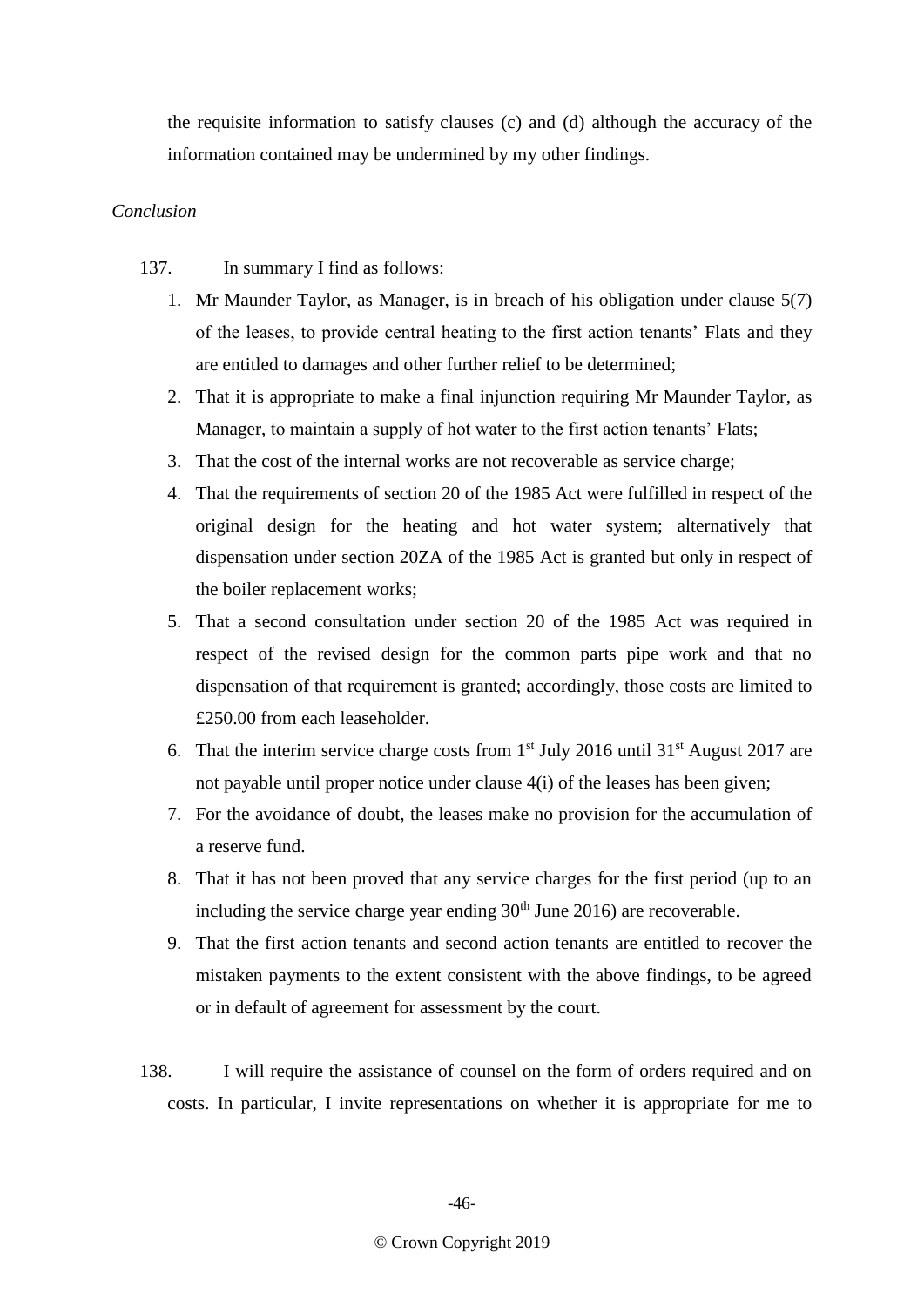the requisite information to satisfy clauses (c) and (d) although the accuracy of the information contained may be undermined by my other findings.

*Conclusion*

137. In summary I find as follows:

1. Mr Maunder Taylor, as Manager, is in breach of his obligation under clause 5(7) of the leases, to provide central heating to the first action tenants' Flats and they are entitled to damages and other further relief to be determined;
2. That it is appropriate to make a final injunction requiring Mr Maunder Taylor, as Manager, to maintain a supply of hot water to the first action tenants' Flats;
3. That the cost of the internal works are not recoverable as service charge;
4. That the requirements of section 20 of the 1985 Act were fulfilled in respect of the original design for the heating and hot water system; alternatively that dispensation under section 20ZA of the 1985 Act is granted but only in respect of the boiler replacement works;
5. That a second consultation under section 20 of the 1985 Act was required in respect of the revised design for the common parts pipe work and that no dispensation of that requirement is granted; accordingly, those costs are limited to £250.00 from each leaseholder.
6. That the interim service charge costs from 1st July 2016 until 31st August 2017 are not payable until proper notice under clause 4(i) of the leases has been given;
7. For the avoidance of doubt, the leases make no provision for the accumulation of a reserve fund.
8. That it has not been proved that any service charges for the first period (up to an including the service charge year ending 30th June 2016) are recoverable.
9. That the first action tenants and second action tenants are entitled to recover the mistaken payments to the extent consistent with the above findings, to be agreed or in default of agreement for assessment by the court.

138. I will require the assistance of counsel on the form of orders required and on costs. In particular, I invite representations on whether it is appropriate for me to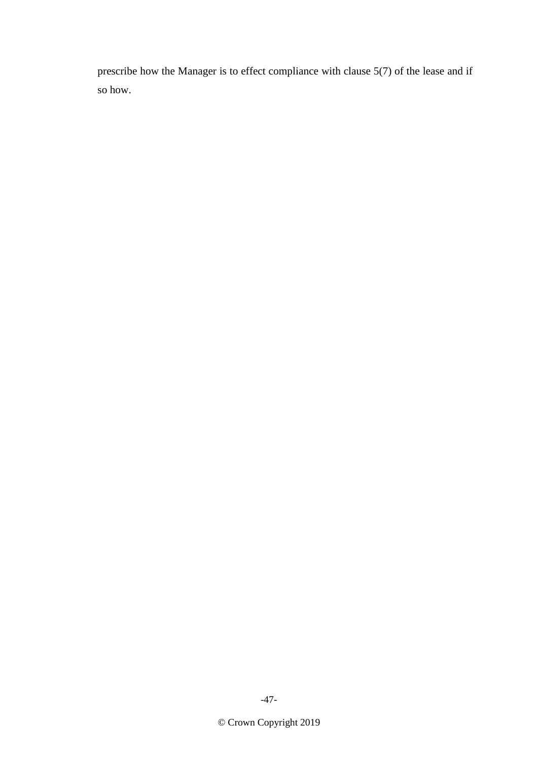prescribe how the Manager is to effect compliance with clause 5(7) of the lease and if so how.